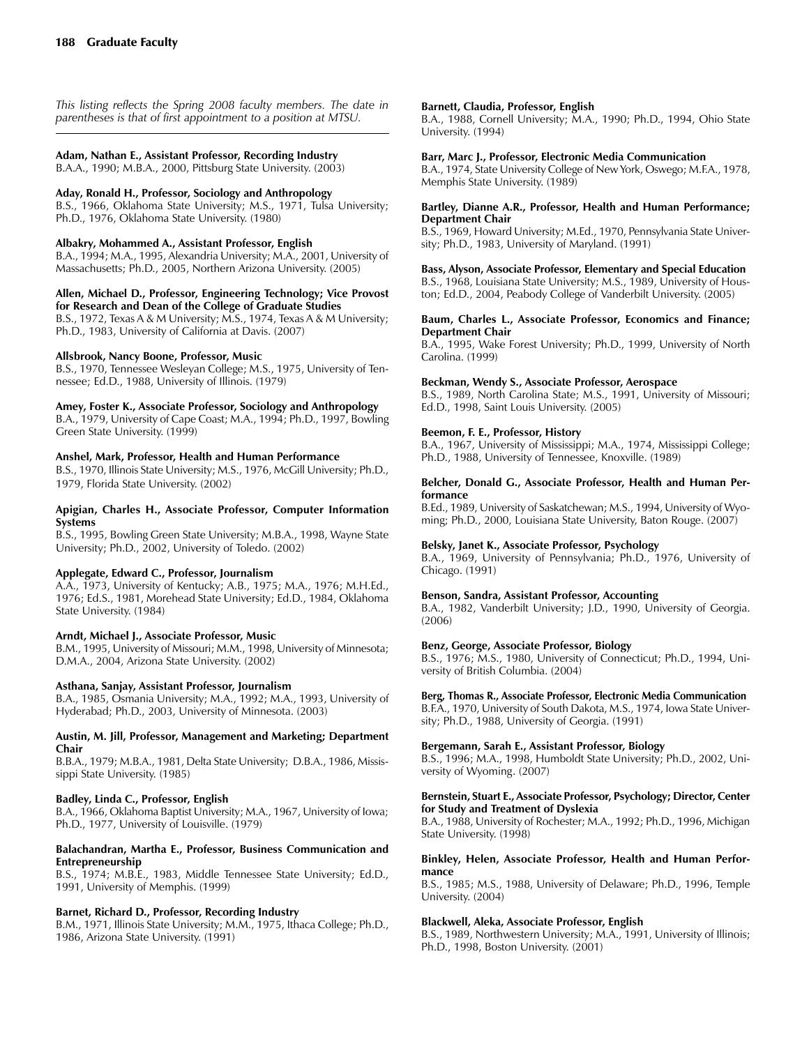*This listing reflects the Spring 2008 faculty members. The date in parentheses is that of first appointment to a position at MTSU.*

**Adam, Nathan E., Assistant Professor, Recording Industry**
B.A.A., 1990; M.B.A., 2000, Pittsburg State University. (2003)

**Aday, Ronald H., Professor, Sociology and Anthropology**
B.S., 1966, Oklahoma State University; M.S., 1971, Tulsa University; Ph.D., 1976, Oklahoma State University. (1980)

**Albakry, Mohammed A., Assistant Professor, English**
B.A., 1994; M.A., 1995, Alexandria University; M.A., 2001, University of Massachusetts; Ph.D., 2005, Northern Arizona University. (2005)

**Allen, Michael D., Professor, Engineering Technology; Vice Provost for Research and Dean of the College of Graduate Studies**
B.S., 1972, Texas A & M University; M.S., 1974, Texas A & M University; Ph.D., 1983, University of California at Davis. (2007)

**Allsbrook, Nancy Boone, Professor, Music**
B.S., 1970, Tennessee Wesleyan College; M.S., 1975, University of Tennessee; Ed.D., 1988, University of Illinois. (1979)

**Amey, Foster K., Associate Professor, Sociology and Anthropology**
B.A., 1979, University of Cape Coast; M.A., 1994; Ph.D., 1997, Bowling Green State University. (1999)

**Anshel, Mark, Professor, Health and Human Performance**
B.S., 1970, Illinois State University; M.S., 1976, McGill University; Ph.D., 1979, Florida State University. (2002)

**Apigian, Charles H., Associate Professor, Computer Information Systems**
B.S., 1995, Bowling Green State University; M.B.A., 1998, Wayne State University; Ph.D., 2002, University of Toledo. (2002)

**Applegate, Edward C., Professor, Journalism**
A.A., 1973, University of Kentucky; A.B., 1975; M.A., 1976; M.H.Ed., 1976; Ed.S., 1981, Morehead State University; Ed.D., 1984, Oklahoma State University. (1984)

**Arndt, Michael J., Associate Professor, Music**
B.M., 1995, University of Missouri; M.M., 1998, University of Minnesota; D.M.A., 2004, Arizona State University. (2002)

**Asthana, Sanjay, Assistant Professor, Journalism**
B.A., 1985, Osmania University; M.A., 1992; M.A., 1993, University of Hyderabad; Ph.D., 2003, University of Minnesota. (2003)

**Austin, M. Jill, Professor, Management and Marketing; Department Chair**
B.B.A., 1979; M.B.A., 1981, Delta State University; D.B.A., 1986, Mississippi State University. (1985)

**Badley, Linda C., Professor, English**
B.A., 1966, Oklahoma Baptist University; M.A., 1967, University of Iowa; Ph.D., 1977, University of Louisville. (1979)

**Balachandran, Martha E., Professor, Business Communication and Entrepreneurship**
B.S., 1974; M.B.E., 1983, Middle Tennessee State University; Ed.D., 1991, University of Memphis. (1999)

**Barnet, Richard D., Professor, Recording Industry**
B.M., 1971, Illinois State University; M.M., 1975, Ithaca College; Ph.D., 1986, Arizona State University. (1991)

**Barnett, Claudia, Professor, English**
B.A., 1988, Cornell University; M.A., 1990; Ph.D., 1994, Ohio State University. (1994)

**Barr, Marc J., Professor, Electronic Media Communication**
B.A., 1974, State University College of New York, Oswego; M.F.A., 1978, Memphis State University. (1989)

**Bartley, Dianne A.R., Professor, Health and Human Performance; Department Chair**
B.S., 1969, Howard University; M.Ed., 1970, Pennsylvania State University; Ph.D., 1983, University of Maryland. (1991)

**Bass, Alyson, Associate Professor, Elementary and Special Education**
B.S., 1968, Louisiana State University; M.S., 1989, University of Houston; Ed.D., 2004, Peabody College of Vanderbilt University. (2005)

**Baum, Charles L., Associate Professor, Economics and Finance; Department Chair**
B.A., 1995, Wake Forest University; Ph.D., 1999, University of North Carolina. (1999)

**Beckman, Wendy S., Associate Professor, Aerospace**
B.S., 1989, North Carolina State; M.S., 1991, University of Missouri; Ed.D., 1998, Saint Louis University. (2005)

**Beemon, F. E., Professor, History**
B.A., 1967, University of Mississippi; M.A., 1974, Mississippi College; Ph.D., 1988, University of Tennessee, Knoxville. (1989)

**Belcher, Donald G., Associate Professor, Health and Human Performance**
B.Ed., 1989, University of Saskatchewan; M.S., 1994, University of Wyoming; Ph.D., 2000, Louisiana State University, Baton Rouge. (2007)

**Belsky, Janet K., Associate Professor, Psychology**
B.A., 1969, University of Pennsylvania; Ph.D., 1976, University of Chicago. (1991)

**Benson, Sandra, Assistant Professor, Accounting**
B.A., 1982, Vanderbilt University; J.D., 1990, University of Georgia. (2006)

**Benz, George, Associate Professor, Biology**
B.S., 1976; M.S., 1980, University of Connecticut; Ph.D., 1994, University of British Columbia. (2004)

**Berg, Thomas R., Associate Professor, Electronic Media Communication**
B.F.A., 1970, University of South Dakota, M.S., 1974, Iowa State University; Ph.D., 1988, University of Georgia. (1991)

**Bergemann, Sarah E., Assistant Professor, Biology**
B.S., 1996; M.A., 1998, Humboldt State University; Ph.D., 2002, University of Wyoming. (2007)

**Bernstein, Stuart E., Associate Professor, Psychology; Director, Center for Study and Treatment of Dyslexia**
B.A., 1988, University of Rochester; M.A., 1992; Ph.D., 1996, Michigan State University. (1998)

**Binkley, Helen, Associate Professor, Health and Human Performance**
B.S., 1985; M.S., 1988, University of Delaware; Ph.D., 1996, Temple University. (2004)

**Blackwell, Aleka, Associate Professor, English**
B.S., 1989, Northwestern University; M.A., 1991, University of Illinois; Ph.D., 1998, Boston University. (2001)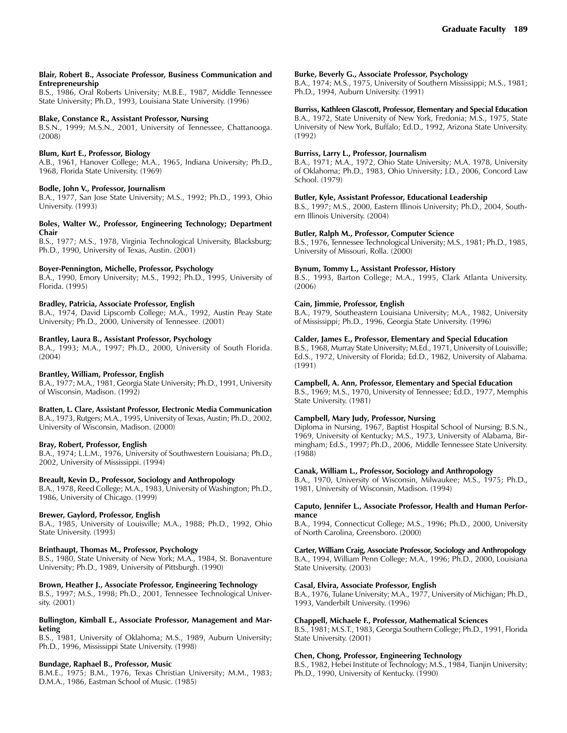**Blair, Robert B., Associate Professor, Business Communication and Entrepreneurship**
B.S., 1986, Oral Roberts University; M.B.E., 1987, Middle Tennessee State University; Ph.D., 1993, Louisiana State University. (1996)

**Blake, Constance R., Assistant Professor, Nursing**
B.S.N., 1999; M.S.N., 2001, University of Tennessee, Chattanooga. (2008)

**Blum, Kurt E., Professor, Biology**
A.B., 1961, Hanover College; M.A., 1965, Indiana University; Ph.D., 1968, Florida State University. (1969)

**Bodle, John V., Professor, Journalism**
B.A., 1977, San Jose State University; M.S., 1992; Ph.D., 1993, Ohio University. (1993)

**Boles, Walter W., Professor, Engineering Technology; Department Chair**
B.S., 1977; M.S., 1978, Virginia Technological University, Blacksburg; Ph.D., 1990, University of Texas, Austin. (2001)

**Boyer-Pennington, Michelle, Professor, Psychology**
B.A., 1990, Emory University; M.S., 1992; Ph.D., 1995, University of Florida. (1995)

**Bradley, Patricia, Associate Professor, English**
B.A., 1974, David Lipscomb College; M.A., 1992, Austin Peay State University; Ph.D., 2000, University of Tennessee. (2001)

**Brantley, Laura B., Assistant Professor, Psychology**
B.A., 1993; M.A., 1997; Ph.D., 2000, University of South Florida. (2004)

**Brantley, William, Professor, English**
B.A., 1977; M.A., 1981, Georgia State University; Ph.D., 1991, University of Wisconsin, Madison. (1992)

**Bratten, L. Clare, Assistant Professor, Electronic Media Communication**
B.A., 1973, Rutgers; M.A., 1995, University of Texas, Austin; Ph.D., 2002, University of Wisconsin, Madison. (2000)

**Bray, Robert, Professor, English**
B.A., 1974; L.L.M., 1976, University of Southwestern Louisiana; Ph.D., 2002, University of Mississippi. (1994)

**Breault, Kevin D., Professor, Sociology and Anthropology**
B.A., 1978, Reed College; M.A., 1983, University of Washington; Ph.D., 1986, University of Chicago. (1999)

**Brewer, Gaylord, Professor, English**
B.A., 1985, University of Louisville; M.A., 1988; Ph.D., 1992, Ohio State University. (1993)

**Brinthaupt, Thomas M., Professor, Psychology**
B.S., 1980, State University of New York; M.A., 1984, St. Bonaventure University; Ph.D., 1989, University of Pittsburgh. (1990)

**Brown, Heather J., Associate Professor, Engineering Technology**
B.S., 1997; M.S., 1998; Ph.D., 2001, Tennessee Technological University. (2001)

**Bullington, Kimball E., Associate Professor, Management and Marketing**
B.S., 1981, University of Oklahoma; M.S., 1989, Auburn University; Ph.D., 1996, Mississippi State University. (1998)

**Bundage, Raphael B., Professor, Music**
B.M.E., 1975; B.M., 1976, Texas Christian University; M.M., 1983; D.M.A., 1986, Eastman School of Music. (1985)

**Burke, Beverly G., Associate Professor, Psychology**
B.A., 1974; M.S., 1975, University of Southern Mississippi; M.S., 1981; Ph.D., 1994, Auburn University. (1991)

**Burriss, Kathleen Glascott, Professor, Elementary and Special Education**
B.A., 1972, State University of New York, Fredonia; M.S., 1975, State University of New York, Buffalo; Ed.D., 1992, Arizona State University. (1992)

**Burriss, Larry L., Professor, Journalism**
B.A., 1971; M.A., 1972, Ohio State University; M.A. 1978, University of Oklahoma; Ph.D., 1983, Ohio University; J.D., 2006, Concord Law School. (1979)

**Butler, Kyle, Assistant Professor, Educational Leadership**
B.S., 1997; M.S., 2000, Eastern Illinois University; Ph.D., 2004, Southern Illinois University. (2004)

**Butler, Ralph M., Professor, Computer Science**
B.S., 1976, Tennessee Technological University; M.S., 1981; Ph.D., 1985, University of Missouri, Rolla. (2000)

**Bynum, Tommy L., Assistant Professor, History**
B.S., 1993, Barton College; M.A., 1995, Clark Atlanta University. (2006)

**Cain, Jimmie, Professor, English**
B.A., 1979, Southeastern Louisiana University; M.A., 1982, University of Mississippi; Ph.D., 1996, Georgia State University. (1996)

**Calder, James E., Professor, Elementary and Special Education**
B.S., 1968, Murray State University; M.Ed., 1971, University of Louisville; Ed.S., 1972, University of Florida; Ed.D., 1982, University of Alabama. (1991)

**Campbell, A. Ann, Professor, Elementary and Special Education**
B.S., 1969; M.S., 1970, University of Tennessee; Ed.D., 1977, Memphis State University. (1981)

**Campbell, Mary Judy, Professor, Nursing**
Diploma in Nursing, 1967, Baptist Hospital School of Nursing; B.S.N., 1969, University of Kentucky; M.S., 1973, University of Alabama, Birmingham; Ed.S., 1997; Ph.D., 2006, Middle Tennessee State University. (1988)

**Canak, William L., Professor, Sociology and Anthropology**
B.A., 1970, University of Wisconsin, Milwaukee; M.S., 1975; Ph.D., 1981, University of Wisconsin, Madison. (1994)

**Caputo, Jennifer L., Associate Professor, Health and Human Performance**
B.A., 1994, Connecticut College; M.S., 1996; Ph.D., 2000, University of North Carolina, Greensboro. (2000)

**Carter, William Craig, Associate Professor, Sociology and Anthropology**
B.A., 1994, William Penn College; M.A., 1996; Ph.D., 2000, Louisiana State University. (2003)

**Casal, Elvira, Associate Professor, English**
B.A., 1976, Tulane University; M.A., 1977, University of Michigan; Ph.D., 1993, Vanderbilt University. (1996)

**Chappell, Michaele F., Professor, Mathematical Sciences**
B.S., 1981; M.S.T., 1983, Georgia Southern College; Ph.D., 1991, Florida State University. (2001)

**Chen, Chong, Professor, Engineering Technology**
B.S., 1982, Hebei Institute of Technology; M.S., 1984, Tianjin University; Ph.D., 1990, University of Kentucky. (1990)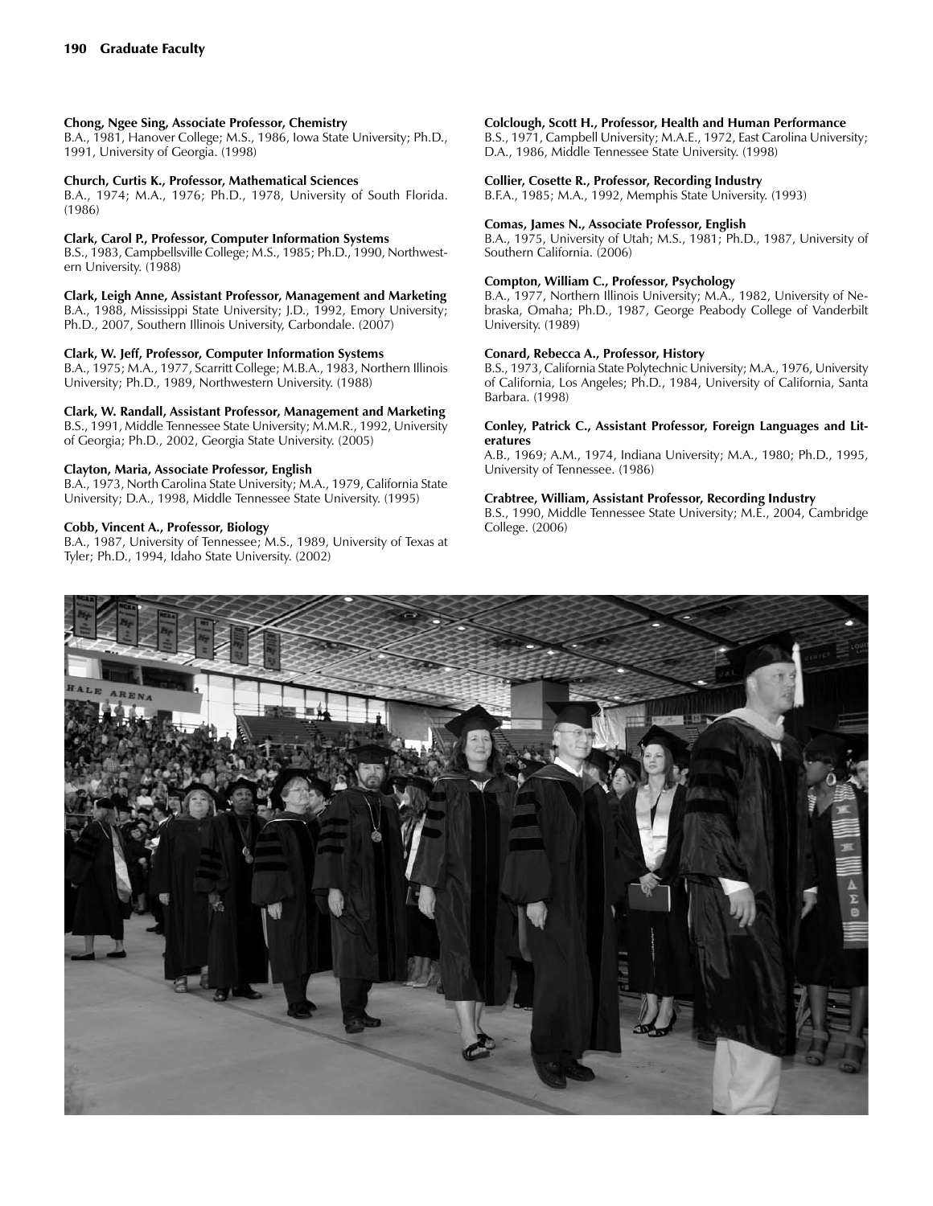**Chong, Ngee Sing, Associate Professor, Chemistry**
B.A., 1981, Hanover College; M.S., 1986, Iowa State University; Ph.D., 1991, University of Georgia. (1998)

**Church, Curtis K., Professor, Mathematical Sciences**
B.A., 1974; M.A., 1976; Ph.D., 1978, University of South Florida. (1986)

**Clark, Carol P., Professor, Computer Information Systems**
B.S., 1983, Campbellsville College; M.S., 1985; Ph.D., 1990, Northwestern University. (1988)

**Clark, Leigh Anne, Assistant Professor, Management and Marketing**
B.A., 1988, Mississippi State University; J.D., 1992, Emory University; Ph.D., 2007, Southern Illinois University, Carbondale. (2007)

**Clark, W. Jeff, Professor, Computer Information Systems**
B.A., 1975; M.A., 1977, Scarritt College; M.B.A., 1983, Northern Illinois University; Ph.D., 1989, Northwestern University. (1988)

**Clark, W. Randall, Assistant Professor, Management and Marketing**
B.S., 1991, Middle Tennessee State University; M.M.R., 1992, University of Georgia; Ph.D., 2002, Georgia State University. (2005)

**Clayton, Maria, Associate Professor, English**
B.A., 1973, North Carolina State University; M.A., 1979, California State University; D.A., 1998, Middle Tennessee State University. (1995)

**Cobb, Vincent A., Professor, Biology**
B.A., 1987, University of Tennessee; M.S., 1989, University of Texas at Tyler; Ph.D., 1994, Idaho State University. (2002)

**Colclough, Scott H., Professor, Health and Human Performance**
B.S., 1971, Campbell University; M.A.E., 1972, East Carolina University; D.A., 1986, Middle Tennessee State University. (1998)

**Collier, Cosette R., Professor, Recording Industry**
B.F.A., 1985; M.A., 1992, Memphis State University. (1993)

**Comas, James N., Associate Professor, English**
B.A., 1975, University of Utah; M.S., 1981; Ph.D., 1987, University of Southern California. (2006)

**Compton, William C., Professor, Psychology**
B.A., 1977, Northern Illinois University; M.A., 1982, University of Nebraska, Omaha; Ph.D., 1987, George Peabody College of Vanderbilt University. (1989)

**Conard, Rebecca A., Professor, History**
B.S., 1973, California State Polytechnic University; M.A., 1976, University of California, Los Angeles; Ph.D., 1984, University of California, Santa Barbara. (1998)

**Conley, Patrick C., Assistant Professor, Foreign Languages and Literatures**
A.B., 1969; A.M., 1974, Indiana University; M.A., 1980; Ph.D., 1995, University of Tennessee. (1986)

**Crabtree, William, Assistant Professor, Recording Industry**
B.S., 1990, Middle Tennessee State University; M.E., 2004, Cambridge College. (2006)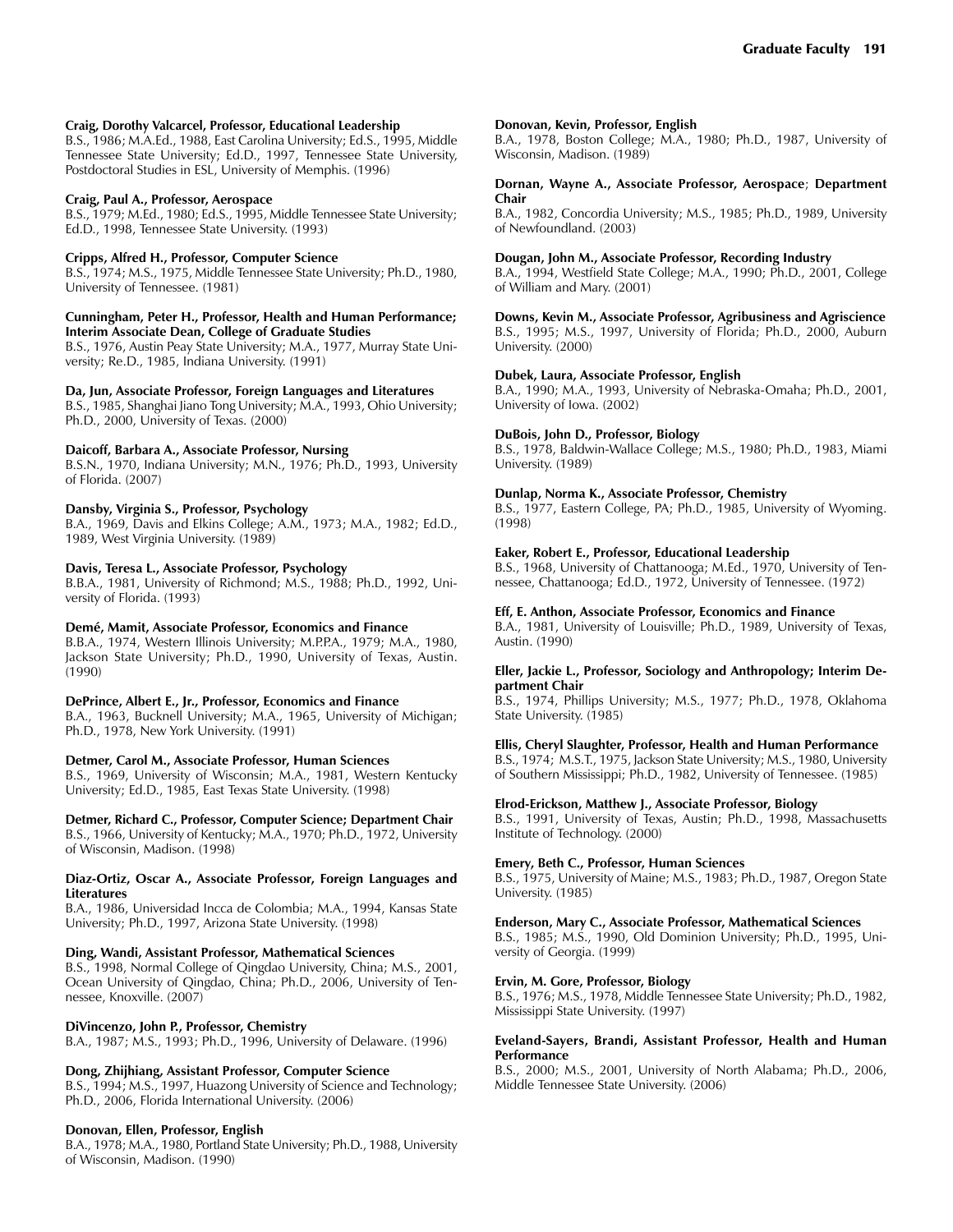**Craig, Dorothy Valcarcel, Professor, Educational Leadership**
B.S., 1986; M.A.Ed., 1988, East Carolina University; Ed.S., 1995, Middle Tennessee State University; Ed.D., 1997, Tennessee State University, Postdoctoral Studies in ESL, University of Memphis. (1996)

**Craig, Paul A., Professor, Aerospace**
B.S., 1979; M.Ed., 1980; Ed.S., 1995, Middle Tennessee State University; Ed.D., 1998, Tennessee State University. (1993)

**Cripps, Alfred H., Professor, Computer Science**
B.S., 1974; M.S., 1975, Middle Tennessee State University; Ph.D., 1980, University of Tennessee. (1981)

**Cunningham, Peter H., Professor, Health and Human Performance; Interim Associate Dean, College of Graduate Studies**
B.S., 1976, Austin Peay State University; M.A., 1977, Murray State University; Re.D., 1985, Indiana University. (1991)

**Da, Jun, Associate Professor, Foreign Languages and Literatures**
B.S., 1985, Shanghai Jiano Tong University; M.A., 1993, Ohio University; Ph.D., 2000, University of Texas. (2000)

**Daicoff, Barbara A., Associate Professor, Nursing**
B.S.N., 1970, Indiana University; M.N., 1976; Ph.D., 1993, University of Florida. (2007)

**Dansby, Virginia S., Professor, Psychology**
B.A., 1969, Davis and Elkins College; A.M., 1973; M.A., 1982; Ed.D., 1989, West Virginia University. (1989)

**Davis, Teresa L., Associate Professor, Psychology**
B.B.A., 1981, University of Richmond; M.S., 1988; Ph.D., 1992, University of Florida. (1993)

**Demé, Mamit, Associate Professor, Economics and Finance**
B.B.A., 1974, Western Illinois University; M.P.P.A., 1979; M.A., 1980, Jackson State University; Ph.D., 1990, University of Texas, Austin. (1990)

**DePrince, Albert E., Jr., Professor, Economics and Finance**
B.A., 1963, Bucknell University; M.A., 1965, University of Michigan; Ph.D., 1978, New York University. (1991)

**Detmer, Carol M., Associate Professor, Human Sciences**
B.S., 1969, University of Wisconsin; M.A., 1981, Western Kentucky University; Ed.D., 1985, East Texas State University. (1998)

**Detmer, Richard C., Professor, Computer Science; Department Chair**
B.S., 1966, University of Kentucky; M.A., 1970; Ph.D., 1972, University of Wisconsin, Madison. (1998)

**Diaz-Ortiz, Oscar A., Associate Professor, Foreign Languages and Literatures**
B.A., 1986, Universidad Incca de Colombia; M.A., 1994, Kansas State University; Ph.D., 1997, Arizona State University. (1998)

**Ding, Wandi, Assistant Professor, Mathematical Sciences**
B.S., 1998, Normal College of Qingdao University, China; M.S., 2001, Ocean University of Qingdao, China; Ph.D., 2006, University of Tennessee, Knoxville. (2007)

**DiVincenzo, John P., Professor, Chemistry**
B.A., 1987; M.S., 1993; Ph.D., 1996, University of Delaware. (1996)

**Dong, Zhijhiang, Assistant Professor, Computer Science**
B.S., 1994; M.S., 1997, Huazong University of Science and Technology; Ph.D., 2006, Florida International University. (2006)

**Donovan, Ellen, Professor, English**
B.A., 1978; M.A., 1980, Portland State University; Ph.D., 1988, University of Wisconsin, Madison. (1990)

**Donovan, Kevin, Professor, English**
B.A., 1978, Boston College; M.A., 1980; Ph.D., 1987, University of Wisconsin, Madison. (1989)

**Dornan, Wayne A., Associate Professor, Aerospace; Department Chair**
B.A., 1982, Concordia University; M.S., 1985; Ph.D., 1989, University of Newfoundland. (2003)

**Dougan, John M., Associate Professor, Recording Industry**
B.A., 1994, Westfield State College; M.A., 1990; Ph.D., 2001, College of William and Mary. (2001)

**Downs, Kevin M., Associate Professor, Agribusiness and Agriscience**
B.S., 1995; M.S., 1997, University of Florida; Ph.D., 2000, Auburn University. (2000)

**Dubek, Laura, Associate Professor, English**
B.A., 1990; M.A., 1993, University of Nebraska-Omaha; Ph.D., 2001, University of Iowa. (2002)

**DuBois, John D., Professor, Biology**
B.S., 1978, Baldwin-Wallace College; M.S., 1980; Ph.D., 1983, Miami University. (1989)

**Dunlap, Norma K., Associate Professor, Chemistry**
B.S., 1977, Eastern College, PA; Ph.D., 1985, University of Wyoming. (1998)

**Eaker, Robert E., Professor, Educational Leadership**
B.S., 1968, University of Chattanooga; M.Ed., 1970, University of Tennessee, Chattanooga; Ed.D., 1972, University of Tennessee. (1972)

**Eff, E. Anthon, Associate Professor, Economics and Finance**
B.A., 1981, University of Louisville; Ph.D., 1989, University of Texas, Austin. (1990)

**Eller, Jackie L., Professor, Sociology and Anthropology; Interim Department Chair**
B.S., 1974, Phillips University; M.S., 1977; Ph.D., 1978, Oklahoma State University. (1985)

**Ellis, Cheryl Slaughter, Professor, Health and Human Performance**
B.S., 1974; M.S.T., 1975, Jackson State University; M.S., 1980, University of Southern Mississippi; Ph.D., 1982, University of Tennessee. (1985)

**Elrod-Erickson, Matthew J., Associate Professor, Biology**
B.S., 1991, University of Texas, Austin; Ph.D., 1998, Massachusetts Institute of Technology. (2000)

**Emery, Beth C., Professor, Human Sciences**
B.S., 1975, University of Maine; M.S., 1983; Ph.D., 1987, Oregon State University. (1985)

**Enderson, Mary C., Associate Professor, Mathematical Sciences**
B.S., 1985; M.S., 1990, Old Dominion University; Ph.D., 1995, University of Georgia. (1999)

**Ervin, M. Gore, Professor, Biology**
B.S., 1976; M.S., 1978, Middle Tennessee State University; Ph.D., 1982, Mississippi State University. (1997)

**Eveland-Sayers, Brandi, Assistant Professor, Health and Human Performance**
B.S., 2000; M.S., 2001, University of North Alabama; Ph.D., 2006, Middle Tennessee State University. (2006)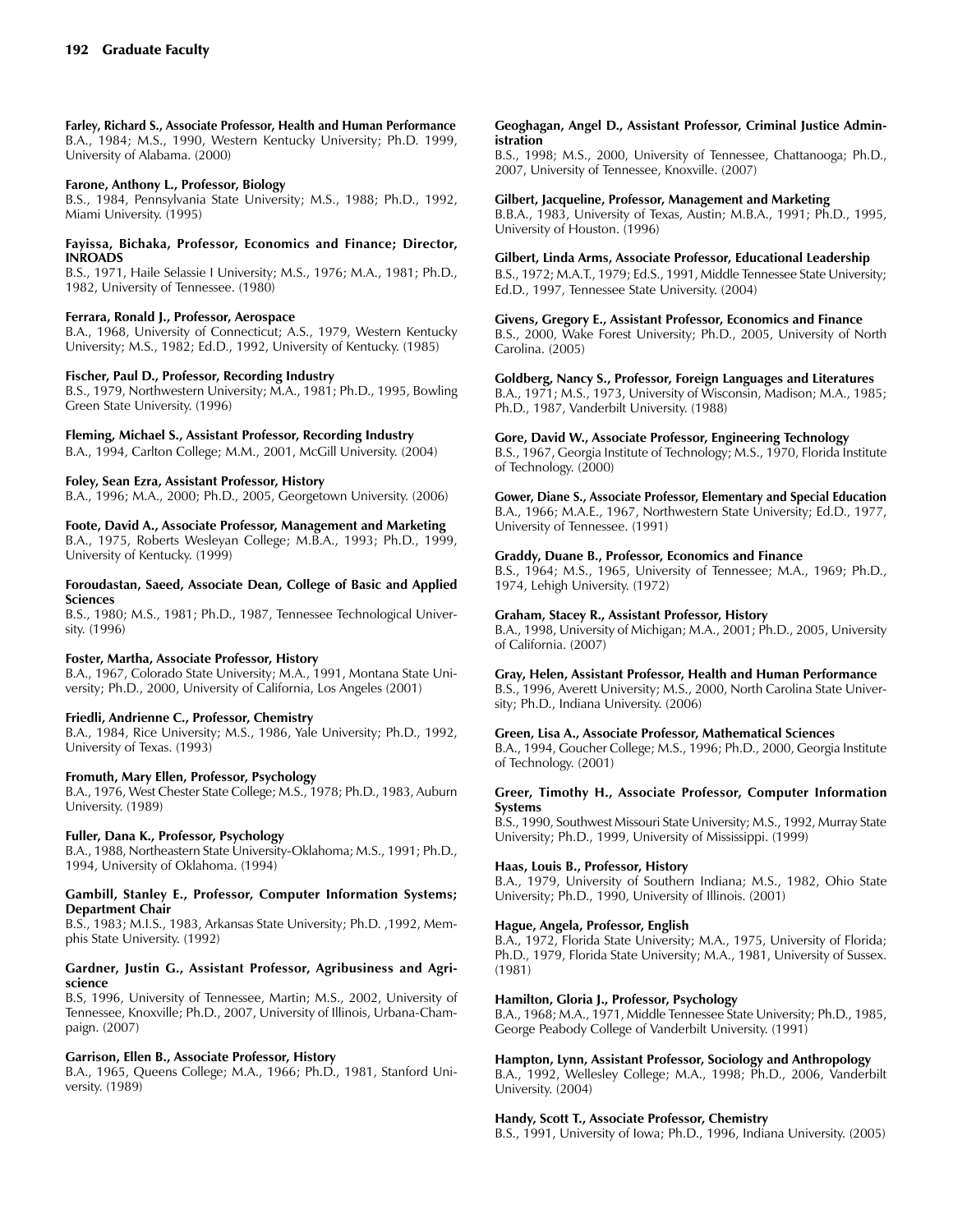**Farley, Richard S., Associate Professor, Health and Human Performance**
B.A., 1984; M.S., 1990, Western Kentucky University; Ph.D. 1999, University of Alabama. (2000)

**Farone, Anthony L., Professor, Biology**
B.S., 1984, Pennsylvania State University; M.S., 1988; Ph.D., 1992, Miami University. (1995)

**Fayissa, Bichaka, Professor, Economics and Finance; Director, INROADS**
B.S., 1971, Haile Selassie I University; M.S., 1976; M.A., 1981; Ph.D., 1982, University of Tennessee. (1980)

**Ferrara, Ronald J., Professor, Aerospace**
B.A., 1968, University of Connecticut; A.S., 1979, Western Kentucky University; M.S., 1982; Ed.D., 1992, University of Kentucky. (1985)

**Fischer, Paul D., Professor, Recording Industry**
B.S., 1979, Northwestern University; M.A., 1981; Ph.D., 1995, Bowling Green State University. (1996)

**Fleming, Michael S., Assistant Professor, Recording Industry**
B.A., 1994, Carlton College; M.M., 2001, McGill University. (2004)

**Foley, Sean Ezra, Assistant Professor, History**
B.A., 1996; M.A., 2000; Ph.D., 2005, Georgetown University. (2006)

**Foote, David A., Associate Professor, Management and Marketing**
B.A., 1975, Roberts Wesleyan College; M.B.A., 1993; Ph.D., 1999, University of Kentucky. (1999)

**Foroudastan, Saeed, Associate Dean, College of Basic and Applied Sciences**
B.S., 1980; M.S., 1981; Ph.D., 1987, Tennessee Technological University. (1996)

**Foster, Martha, Associate Professor, History**
B.A., 1967, Colorado State University; M.A., 1991, Montana State University; Ph.D., 2000, University of California, Los Angeles (2001)

**Friedli, Andrienne C., Professor, Chemistry**
B.A., 1984, Rice University; M.S., 1986, Yale University; Ph.D., 1992, University of Texas. (1993)

**Fromuth, Mary Ellen, Professor, Psychology**
B.A., 1976, West Chester State College; M.S., 1978; Ph.D., 1983, Auburn University. (1989)

**Fuller, Dana K., Professor, Psychology**
B.A., 1988, Northeastern State University-Oklahoma; M.S., 1991; Ph.D., 1994, University of Oklahoma. (1994)

**Gambill, Stanley E., Professor, Computer Information Systems; Department Chair**
B.S., 1983; M.I.S., 1983, Arkansas State University; Ph.D. ,1992, Memphis State University. (1992)

**Gardner, Justin G., Assistant Professor, Agribusiness and Agriscience**
B.S, 1996, University of Tennessee, Martin; M.S., 2002, University of Tennessee, Knoxville; Ph.D., 2007, University of Illinois, Urbana-Champaign. (2007)

**Garrison, Ellen B., Associate Professor, History**
B.A., 1965, Queens College; M.A., 1966; Ph.D., 1981, Stanford University. (1989)

**Geoghagan, Angel D., Assistant Professor, Criminal Justice Administration**
B.S., 1998; M.S., 2000, University of Tennessee, Chattanooga; Ph.D., 2007, University of Tennessee, Knoxville. (2007)

**Gilbert, Jacqueline, Professor, Management and Marketing**
B.B.A., 1983, University of Texas, Austin; M.B.A., 1991; Ph.D., 1995, University of Houston. (1996)

**Gilbert, Linda Arms, Associate Professor, Educational Leadership**
B.S., 1972; M.A.T., 1979; Ed.S., 1991, Middle Tennessee State University; Ed.D., 1997, Tennessee State University. (2004)

**Givens, Gregory E., Assistant Professor, Economics and Finance**
B.S., 2000, Wake Forest University; Ph.D., 2005, University of North Carolina. (2005)

**Goldberg, Nancy S., Professor, Foreign Languages and Literatures**
B.A., 1971; M.S., 1973, University of Wisconsin, Madison; M.A., 1985; Ph.D., 1987, Vanderbilt University. (1988)

**Gore, David W., Associate Professor, Engineering Technology**
B.S., 1967, Georgia Institute of Technology; M.S., 1970, Florida Institute of Technology. (2000)

**Gower, Diane S., Associate Professor, Elementary and Special Education**
B.A., 1966; M.A.E., 1967, Northwestern State University; Ed.D., 1977, University of Tennessee. (1991)

**Graddy, Duane B., Professor, Economics and Finance**
B.S., 1964; M.S., 1965, University of Tennessee; M.A., 1969; Ph.D., 1974, Lehigh University. (1972)

**Graham, Stacey R., Assistant Professor, History**
B.A., 1998, University of Michigan; M.A., 2001; Ph.D., 2005, University of California. (2007)

**Gray, Helen, Assistant Professor, Health and Human Performance**
B.S., 1996, Averett University; M.S., 2000, North Carolina State University; Ph.D., Indiana University. (2006)

**Green, Lisa A., Associate Professor, Mathematical Sciences**
B.A., 1994, Goucher College; M.S., 1996; Ph.D., 2000, Georgia Institute of Technology. (2001)

**Greer, Timothy H., Associate Professor, Computer Information Systems**
B.S., 1990, Southwest Missouri State University; M.S., 1992, Murray State University; Ph.D., 1999, University of Mississippi. (1999)

**Haas, Louis B., Professor, History**
B.A., 1979, University of Southern Indiana; M.S., 1982, Ohio State University; Ph.D., 1990, University of Illinois. (2001)

**Hague, Angela, Professor, English**
B.A., 1972, Florida State University; M.A., 1975, University of Florida; Ph.D., 1979, Florida State University; M.A., 1981, University of Sussex. (1981)

**Hamilton, Gloria J., Professor, Psychology**
B.A., 1968; M.A., 1971, Middle Tennessee State University; Ph.D., 1985, George Peabody College of Vanderbilt University. (1991)

**Hampton, Lynn, Assistant Professor, Sociology and Anthropology**
B.A., 1992, Wellesley College; M.A., 1998; Ph.D., 2006, Vanderbilt University. (2004)

**Handy, Scott T., Associate Professor, Chemistry**
B.S., 1991, University of Iowa; Ph.D., 1996, Indiana University. (2005)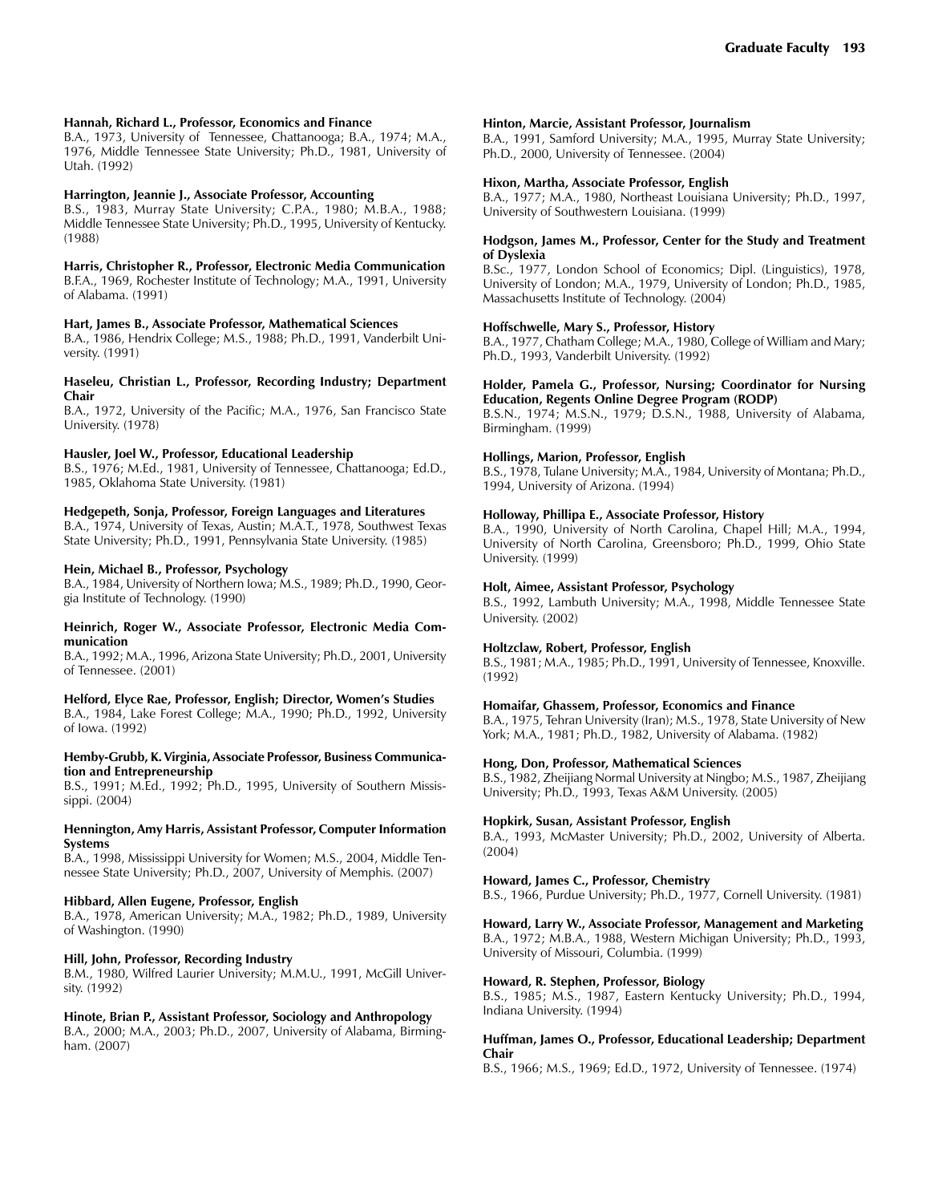**Hannah, Richard L., Professor, Economics and Finance**
B.A., 1973, University of Tennessee, Chattanooga; B.A., 1974; M.A., 1976, Middle Tennessee State University; Ph.D., 1981, University of Utah. (1992)

**Harrington, Jeannie J., Associate Professor, Accounting**
B.S., 1983, Murray State University; C.P.A., 1980; M.B.A., 1988; Middle Tennessee State University; Ph.D., 1995, University of Kentucky. (1988)

**Harris, Christopher R., Professor, Electronic Media Communication**
B.F.A., 1969, Rochester Institute of Technology; M.A., 1991, University of Alabama. (1991)

**Hart, James B., Associate Professor, Mathematical Sciences**
B.A., 1986, Hendrix College; M.S., 1988; Ph.D., 1991, Vanderbilt University. (1991)

**Haseleu, Christian L., Professor, Recording Industry; Department Chair**
B.A., 1972, University of the Pacific; M.A., 1976, San Francisco State University. (1978)

**Hausler, Joel W., Professor, Educational Leadership**
B.S., 1976; M.Ed., 1981, University of Tennessee, Chattanooga; Ed.D., 1985, Oklahoma State University. (1981)

**Hedgepeth, Sonja, Professor, Foreign Languages and Literatures**
B.A., 1974, University of Texas, Austin; M.A.T., 1978, Southwest Texas State University; Ph.D., 1991, Pennsylvania State University. (1985)

**Hein, Michael B., Professor, Psychology**
B.A., 1984, University of Northern Iowa; M.S., 1989; Ph.D., 1990, Georgia Institute of Technology. (1990)

**Heinrich, Roger W., Associate Professor, Electronic Media Communication**
B.A., 1992; M.A., 1996, Arizona State University; Ph.D., 2001, University of Tennessee. (2001)

**Helford, Elyce Rae, Professor, English; Director, Women's Studies**
B.A., 1984, Lake Forest College; M.A., 1990; Ph.D., 1992, University of Iowa. (1992)

**Hemby-Grubb, K. Virginia, Associate Professor, Business Communication and Entrepreneurship**
B.S., 1991; M.Ed., 1992; Ph.D., 1995, University of Southern Mississippi. (2004)

**Hennington, Amy Harris, Assistant Professor, Computer Information Systems**
B.A., 1998, Mississippi University for Women; M.S., 2004, Middle Tennessee State University; Ph.D., 2007, University of Memphis. (2007)

**Hibbard, Allen Eugene, Professor, English**
B.A., 1978, American University; M.A., 1982; Ph.D., 1989, University of Washington. (1990)

**Hill, John, Professor, Recording Industry**
B.M., 1980, Wilfred Laurier University; M.M.U., 1991, McGill University. (1992)

**Hinote, Brian P., Assistant Professor, Sociology and Anthropology**
B.A., 2000; M.A., 2003; Ph.D., 2007, University of Alabama, Birmingham. (2007)

**Hinton, Marcie, Assistant Professor, Journalism**
B.A., 1991, Samford University; M.A., 1995, Murray State University; Ph.D., 2000, University of Tennessee. (2004)

**Hixon, Martha, Associate Professor, English**
B.A., 1977; M.A., 1980, Northeast Louisiana University; Ph.D., 1997, University of Southwestern Louisiana. (1999)

**Hodgson, James M., Professor, Center for the Study and Treatment of Dyslexia**
B.Sc., 1977, London School of Economics; Dipl. (Linguistics), 1978, University of London; M.A., 1979, University of London; Ph.D., 1985, Massachusetts Institute of Technology. (2004)

**Hoffschwelle, Mary S., Professor, History**
B.A., 1977, Chatham College; M.A., 1980, College of William and Mary; Ph.D., 1993, Vanderbilt University. (1992)

**Holder, Pamela G., Professor, Nursing; Coordinator for Nursing Education, Regents Online Degree Program (RODP)**
B.S.N., 1974; M.S.N., 1979; D.S.N., 1988, University of Alabama, Birmingham. (1999)

**Hollings, Marion, Professor, English**
B.S., 1978, Tulane University; M.A., 1984, University of Montana; Ph.D., 1994, University of Arizona. (1994)

**Holloway, Phillipa E., Associate Professor, History**
B.A., 1990, University of North Carolina, Chapel Hill; M.A., 1994, University of North Carolina, Greensboro; Ph.D., 1999, Ohio State University. (1999)

**Holt, Aimee, Assistant Professor, Psychology**
B.S., 1992, Lambuth University; M.A., 1998, Middle Tennessee State University. (2002)

**Holtzclaw, Robert, Professor, English**
B.S., 1981; M.A., 1985; Ph.D., 1991, University of Tennessee, Knoxville. (1992)

**Homaifar, Ghassem, Professor, Economics and Finance**
B.A., 1975, Tehran University (Iran); M.S., 1978, State University of New York; M.A., 1981; Ph.D., 1982, University of Alabama. (1982)

**Hong, Don, Professor, Mathematical Sciences**
B.S., 1982, Zheijiang Normal University at Ningbo; M.S., 1987, Zheijiang University; Ph.D., 1993, Texas A&M University. (2005)

**Hopkirk, Susan, Assistant Professor, English**
B.A., 1993, McMaster University; Ph.D., 2002, University of Alberta. (2004)

**Howard, James C., Professor, Chemistry**
B.S., 1966, Purdue University; Ph.D., 1977, Cornell University. (1981)

**Howard, Larry W., Associate Professor, Management and Marketing**
B.A., 1972; M.B.A., 1988, Western Michigan University; Ph.D., 1993, University of Missouri, Columbia. (1999)

**Howard, R. Stephen, Professor, Biology**
B.S., 1985; M.S., 1987, Eastern Kentucky University; Ph.D., 1994, Indiana University. (1994)

**Huffman, James O., Professor, Educational Leadership; Department Chair**
B.S., 1966; M.S., 1969; Ed.D., 1972, University of Tennessee. (1974)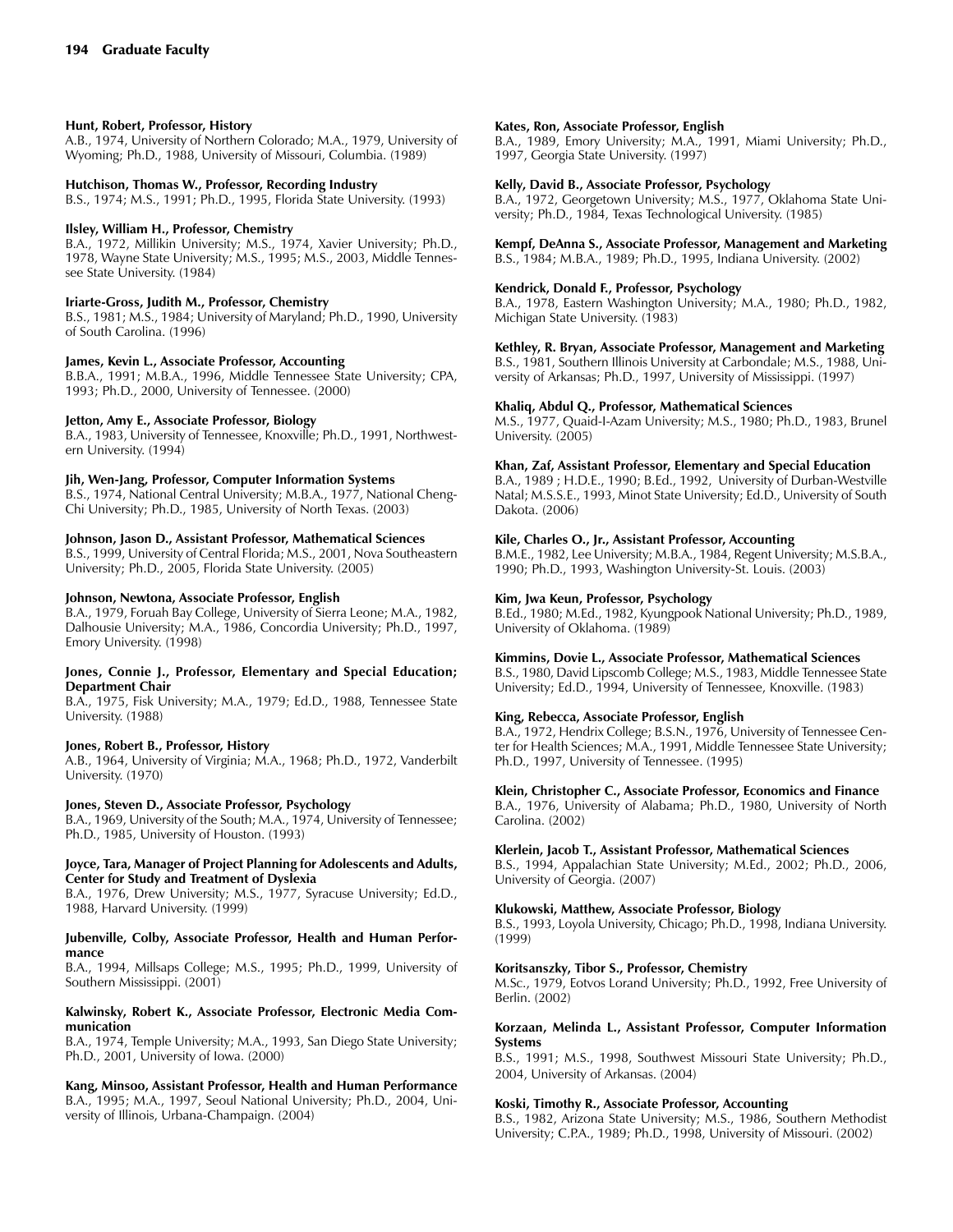**Hunt, Robert, Professor, History**
A.B., 1974, University of Northern Colorado; M.A., 1979, University of Wyoming; Ph.D., 1988, University of Missouri, Columbia. (1989)

**Hutchison, Thomas W., Professor, Recording Industry**
B.S., 1974; M.S., 1991; Ph.D., 1995, Florida State University. (1993)

**Ilsley, William H., Professor, Chemistry**
B.A., 1972, Millikin University; M.S., 1974, Xavier University; Ph.D., 1978, Wayne State University; M.S., 1995; M.S., 2003, Middle Tennessee State University. (1984)

**Iriarte-Gross, Judith M., Professor, Chemistry**
B.S., 1981; M.S., 1984; University of Maryland; Ph.D., 1990, University of South Carolina. (1996)

**James, Kevin L., Associate Professor, Accounting**
B.B.A., 1991; M.B.A., 1996, Middle Tennessee State University; CPA, 1993; Ph.D., 2000, University of Tennessee. (2000)

**Jetton, Amy E., Associate Professor, Biology**
B.A., 1983, University of Tennessee, Knoxville; Ph.D., 1991, Northwestern University. (1994)

**Jih, Wen-Jang, Professor, Computer Information Systems**
B.S., 1974, National Central University; M.B.A., 1977, National Cheng-Chi University; Ph.D., 1985, University of North Texas. (2003)

**Johnson, Jason D., Assistant Professor, Mathematical Sciences**
B.S., 1999, University of Central Florida; M.S., 2001, Nova Southeastern University; Ph.D., 2005, Florida State University. (2005)

**Johnson, Newtona, Associate Professor, English**
B.A., 1979, Foruah Bay College, University of Sierra Leone; M.A., 1982, Dalhousie University; M.A., 1986, Concordia University; Ph.D., 1997, Emory University. (1998)

**Jones, Connie J., Professor, Elementary and Special Education; Department Chair**
B.A., 1975, Fisk University; M.A., 1979; Ed.D., 1988, Tennessee State University. (1988)

**Jones, Robert B., Professor, History**
A.B., 1964, University of Virginia; M.A., 1968; Ph.D., 1972, Vanderbilt University. (1970)

**Jones, Steven D., Associate Professor, Psychology**
B.A., 1969, University of the South; M.A., 1974, University of Tennessee; Ph.D., 1985, University of Houston. (1993)

**Joyce, Tara, Manager of Project Planning for Adolescents and Adults, Center for Study and Treatment of Dyslexia**
B.A., 1976, Drew University; M.S., 1977, Syracuse University; Ed.D., 1988, Harvard University. (1999)

**Jubenville, Colby, Associate Professor, Health and Human Performance**
B.A., 1994, Millsaps College; M.S., 1995; Ph.D., 1999, University of Southern Mississippi. (2001)

**Kalwinsky, Robert K., Associate Professor, Electronic Media Communication**
B.A., 1974, Temple University; M.A., 1993, San Diego State University; Ph.D., 2001, University of Iowa. (2000)

**Kang, Minsoo, Assistant Professor, Health and Human Performance**
B.A., 1995; M.A., 1997, Seoul National University; Ph.D., 2004, University of Illinois, Urbana-Champaign. (2004)

**Kates, Ron, Associate Professor, English**
B.A., 1989, Emory University; M.A., 1991, Miami University; Ph.D., 1997, Georgia State University. (1997)

**Kelly, David B., Associate Professor, Psychology**
B.A., 1972, Georgetown University; M.S., 1977, Oklahoma State University; Ph.D., 1984, Texas Technological University. (1985)

**Kempf, DeAnna S., Associate Professor, Management and Marketing**
B.S., 1984; M.B.A., 1989; Ph.D., 1995, Indiana University. (2002)

**Kendrick, Donald F., Professor, Psychology**
B.A., 1978, Eastern Washington University; M.A., 1980; Ph.D., 1982, Michigan State University. (1983)

**Kethley, R. Bryan, Associate Professor, Management and Marketing**
B.S., 1981, Southern Illinois University at Carbondale; M.S., 1988, University of Arkansas; Ph.D., 1997, University of Mississippi. (1997)

**Khaliq, Abdul Q., Professor, Mathematical Sciences**
M.S., 1977, Quaid-I-Azam University; M.S., 1980; Ph.D., 1983, Brunel University. (2005)

**Khan, Zaf, Assistant Professor, Elementary and Special Education**
B.A., 1989 ; H.D.E., 1990; B.Ed., 1992, University of Durban-Westville Natal; M.S.S.E., 1993, Minot State University; Ed.D., University of South Dakota. (2006)

**Kile, Charles O., Jr., Assistant Professor, Accounting**
B.M.E., 1982, Lee University; M.B.A., 1984, Regent University; M.S.B.A., 1990; Ph.D., 1993, Washington University-St. Louis. (2003)

**Kim, Jwa Keun, Professor, Psychology**
B.Ed., 1980; M.Ed., 1982, Kyungpook National University; Ph.D., 1989, University of Oklahoma. (1989)

**Kimmins, Dovie L., Associate Professor, Mathematical Sciences**
B.S., 1980, David Lipscomb College; M.S., 1983, Middle Tennessee State University; Ed.D., 1994, University of Tennessee, Knoxville. (1983)

**King, Rebecca, Associate Professor, English**
B.A., 1972, Hendrix College; B.S.N., 1976, University of Tennessee Center for Health Sciences; M.A., 1991, Middle Tennessee State University; Ph.D., 1997, University of Tennessee. (1995)

**Klein, Christopher C., Associate Professor, Economics and Finance**
B.A., 1976, University of Alabama; Ph.D., 1980, University of North Carolina. (2002)

**Klerlein, Jacob T., Assistant Professor, Mathematical Sciences**
B.S., 1994, Appalachian State University; M.Ed., 2002; Ph.D., 2006, University of Georgia. (2007)

**Klukowski, Matthew, Associate Professor, Biology**
B.S., 1993, Loyola University, Chicago; Ph.D., 1998, Indiana University. (1999)

**Koritsanszky, Tibor S., Professor, Chemistry**
M.Sc., 1979, Eotvos Lorand University; Ph.D., 1992, Free University of Berlin. (2002)

**Korzaan, Melinda L., Assistant Professor, Computer Information Systems**
B.S., 1991; M.S., 1998, Southwest Missouri State University; Ph.D., 2004, University of Arkansas. (2004)

**Koski, Timothy R., Associate Professor, Accounting**
B.S., 1982, Arizona State University; M.S., 1986, Southern Methodist University; C.P.A., 1989; Ph.D., 1998, University of Missouri. (2002)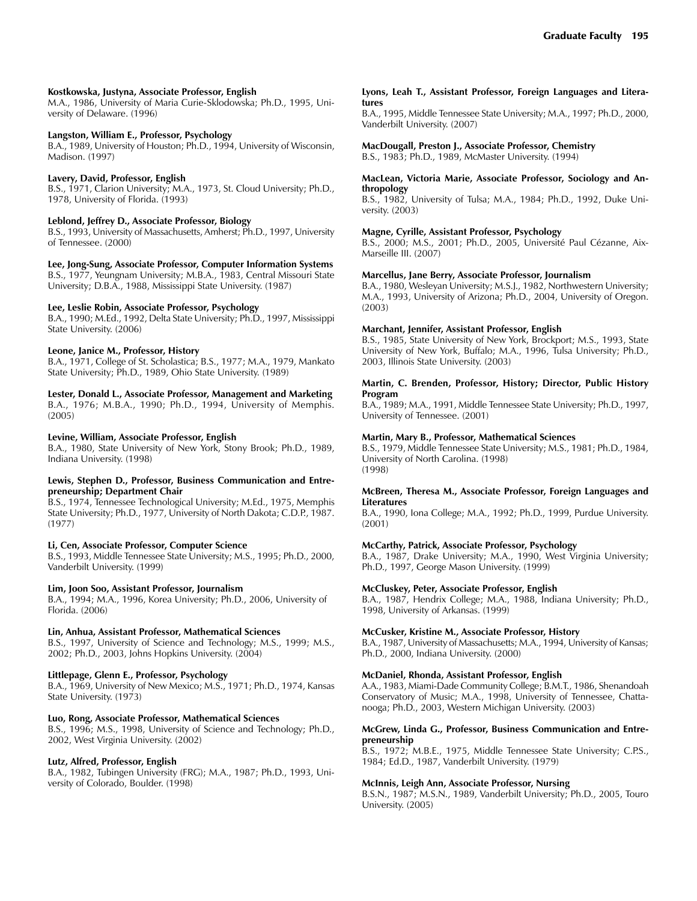**Kostkowska, Justyna, Associate Professor, English**
M.A., 1986, University of Maria Curie-Sklodowska; Ph.D., 1995, University of Delaware. (1996)

**Langston, William E., Professor, Psychology**
B.A., 1989, University of Houston; Ph.D., 1994, University of Wisconsin, Madison. (1997)

**Lavery, David, Professor, English**
B.S., 1971, Clarion University; M.A., 1973, St. Cloud University; Ph.D., 1978, University of Florida. (1993)

**Leblond, Jeffrey D., Associate Professor, Biology**
B.S., 1993, University of Massachusetts, Amherst; Ph.D., 1997, University of Tennessee. (2000)

**Lee, Jong-Sung, Associate Professor, Computer Information Systems**
B.S., 1977, Yeungnam University; M.B.A., 1983, Central Missouri State University; D.B.A., 1988, Mississippi State University. (1987)

**Lee, Leslie Robin, Associate Professor, Psychology**
B.A., 1990; M.Ed., 1992, Delta State University; Ph.D., 1997, Mississippi State University. (2006)

**Leone, Janice M., Professor, History**
B.A., 1971, College of St. Scholastica; B.S., 1977; M.A., 1979, Mankato State University; Ph.D., 1989, Ohio State University. (1989)

**Lester, Donald L., Associate Professor, Management and Marketing**
B.A., 1976; M.B.A., 1990; Ph.D., 1994, University of Memphis. (2005)

**Levine, William, Associate Professor, English**
B.A., 1980, State University of New York, Stony Brook; Ph.D., 1989, Indiana University. (1998)

**Lewis, Stephen D., Professor, Business Communication and Entrepreneurship; Department Chair**
B.S., 1974, Tennessee Technological University; M.Ed., 1975, Memphis State University; Ph.D., 1977, University of North Dakota; C.D.P., 1987. (1977)

**Li, Cen, Associate Professor, Computer Science**
B.S., 1993, Middle Tennessee State University; M.S., 1995; Ph.D., 2000, Vanderbilt University. (1999)

**Lim, Joon Soo, Assistant Professor, Journalism**
B.A., 1994; M.A., 1996, Korea University; Ph.D., 2006, University of Florida. (2006)

**Lin, Anhua, Assistant Professor, Mathematical Sciences**
B.S., 1997, University of Science and Technology; M.S., 1999; M.S., 2002; Ph.D., 2003, Johns Hopkins University. (2004)

**Littlepage, Glenn E., Professor, Psychology**
B.A., 1969, University of New Mexico; M.S., 1971; Ph.D., 1974, Kansas State University. (1973)

**Luo, Rong, Associate Professor, Mathematical Sciences**
B.S., 1996; M.S., 1998, University of Science and Technology; Ph.D., 2002, West Virginia University. (2002)

**Lutz, Alfred, Professor, English**
B.A., 1982, Tubingen University (FRG); M.A., 1987; Ph.D., 1993, University of Colorado, Boulder. (1998)

**Lyons, Leah T., Assistant Professor, Foreign Languages and Literatures**
B.A., 1995, Middle Tennessee State University; M.A., 1997; Ph.D., 2000, Vanderbilt University. (2007)

**MacDougall, Preston J., Associate Professor, Chemistry**
B.S., 1983; Ph.D., 1989, McMaster University. (1994)

**MacLean, Victoria Marie, Associate Professor, Sociology and Anthropology**
B.S., 1982, University of Tulsa; M.A., 1984; Ph.D., 1992, Duke University. (2003)

**Magne, Cyrille, Assistant Professor, Psychology**
B.S., 2000; M.S., 2001; Ph.D., 2005, Université Paul Cézanne, Aix-Marseille III. (2007)

**Marcellus, Jane Berry, Associate Professor, Journalism**
B.A., 1980, Wesleyan University; M.S.J., 1982, Northwestern University; M.A., 1993, University of Arizona; Ph.D., 2004, University of Oregon. (2003)

**Marchant, Jennifer, Assistant Professor, English**
B.S., 1985, State University of New York, Brockport; M.S., 1993, State University of New York, Buffalo; M.A., 1996, Tulsa University; Ph.D., 2003, Illinois State University. (2003)

**Martin, C. Brenden, Professor, History; Director, Public History Program**
B.A., 1989; M.A., 1991, Middle Tennessee State University; Ph.D., 1997, University of Tennessee. (2001)

**Martin, Mary B., Professor, Mathematical Sciences**
B.S., 1979, Middle Tennessee State University; M.S., 1981; Ph.D., 1984, University of North Carolina. (1998)

**McBreen, Theresa M., Associate Professor, Foreign Languages and Literatures**
B.A., 1990, Iona College; M.A., 1992; Ph.D., 1999, Purdue University. (2001)

**McCarthy, Patrick, Associate Professor, Psychology**
B.A., 1987, Drake University; M.A., 1990, West Virginia University; Ph.D., 1997, George Mason University. (1999)

**McCluskey, Peter, Associate Professor, English**
B.A., 1987, Hendrix College; M.A., 1988, Indiana University; Ph.D., 1998, University of Arkansas. (1999)

**McCusker, Kristine M., Associate Professor, History**
B.A., 1987, University of Massachusetts; M.A., 1994, University of Kansas; Ph.D., 2000, Indiana University. (2000)

**McDaniel, Rhonda, Assistant Professor, English**
A.A., 1983, Miami-Dade Community College; B.M.T., 1986, Shenandoah Conservatory of Music; M.A., 1998, University of Tennessee, Chattanooga; Ph.D., 2003, Western Michigan University. (2003)

**McGrew, Linda G., Professor, Business Communication and Entrepreneurship**
B.S., 1972; M.B.E., 1975, Middle Tennessee State University; C.P.S., 1984; Ed.D., 1987, Vanderbilt University. (1979)

**McInnis, Leigh Ann, Associate Professor, Nursing**
B.S.N., 1987; M.S.N., 1989, Vanderbilt University; Ph.D., 2005, Touro University. (2005)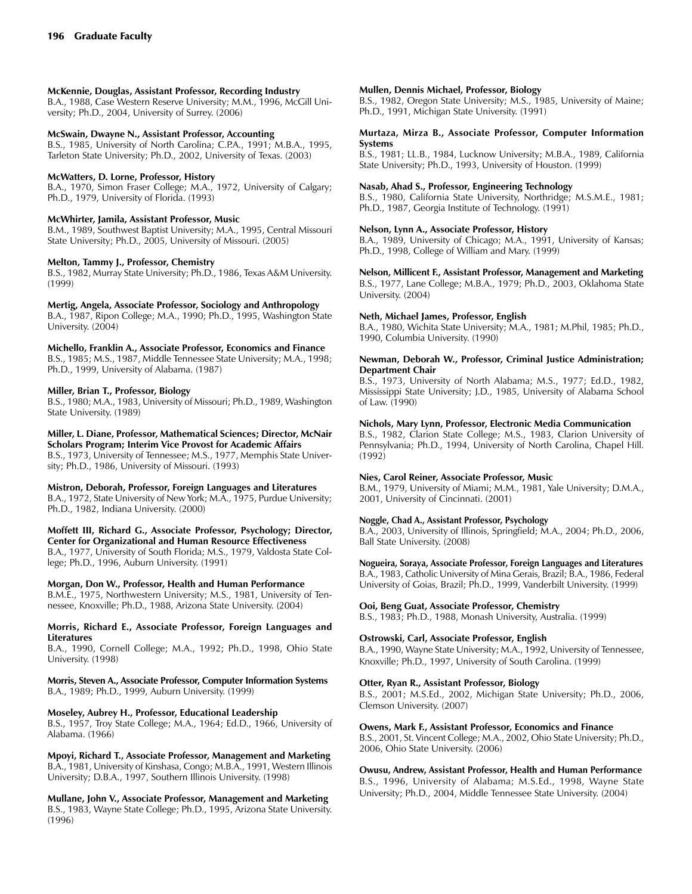**McKennie, Douglas, Assistant Professor, Recording Industry**
B.A., 1988, Case Western Reserve University; M.M., 1996, McGill University; Ph.D., 2004, University of Surrey. (2006)

**McSwain, Dwayne N., Assistant Professor, Accounting**
B.S., 1985, University of North Carolina; C.P.A., 1991; M.B.A., 1995, Tarleton State University; Ph.D., 2002, University of Texas. (2003)

**McWatters, D. Lorne, Professor, History**
B.A., 1970, Simon Fraser College; M.A., 1972, University of Calgary; Ph.D., 1979, University of Florida. (1993)

**McWhirter, Jamila, Assistant Professor, Music**
B.M., 1989, Southwest Baptist University; M.A., 1995, Central Missouri State University; Ph.D., 2005, University of Missouri. (2005)

**Melton, Tammy J., Professor, Chemistry**
B.S., 1982, Murray State University; Ph.D., 1986, Texas A&M University. (1999)

**Mertig, Angela, Associate Professor, Sociology and Anthropology**
B.A., 1987, Ripon College; M.A., 1990; Ph.D., 1995, Washington State University. (2004)

**Michello, Franklin A., Associate Professor, Economics and Finance**
B.S., 1985; M.S., 1987, Middle Tennessee State University; M.A., 1998; Ph.D., 1999, University of Alabama. (1987)

**Miller, Brian T., Professor, Biology**
B.S., 1980; M.A., 1983, University of Missouri; Ph.D., 1989, Washington State University. (1989)

**Miller, L. Diane, Professor, Mathematical Sciences; Director, McNair Scholars Program; Interim Vice Provost for Academic Affairs**
B.S., 1973, University of Tennessee; M.S., 1977, Memphis State University; Ph.D., 1986, University of Missouri. (1993)

**Mistron, Deborah, Professor, Foreign Languages and Literatures**
B.A., 1972, State University of New York; M.A., 1975, Purdue University; Ph.D., 1982, Indiana University. (2000)

**Moffett III, Richard G., Associate Professor, Psychology; Director, Center for Organizational and Human Resource Effectiveness**
B.A., 1977, University of South Florida; M.S., 1979, Valdosta State College; Ph.D., 1996, Auburn University. (1991)

**Morgan, Don W., Professor, Health and Human Performance**
B.M.E., 1975, Northwestern University; M.S., 1981, University of Tennessee, Knoxville; Ph.D., 1988, Arizona State University. (2004)

**Morris, Richard E., Associate Professor, Foreign Languages and Literatures**
B.A., 1990, Cornell College; M.A., 1992; Ph.D., 1998, Ohio State University. (1998)

**Morris, Steven A., Associate Professor, Computer Information Systems**
B.A., 1989; Ph.D., 1999, Auburn University. (1999)

**Moseley, Aubrey H., Professor, Educational Leadership**
B.S., 1957, Troy State College; M.A., 1964; Ed.D., 1966, University of Alabama. (1966)

**Mpoyi, Richard T., Associate Professor, Management and Marketing**
B.A., 1981, University of Kinshasa, Congo; M.B.A., 1991, Western Illinois University; D.B.A., 1997, Southern Illinois University. (1998)

**Mullane, John V., Associate Professor, Management and Marketing**
B.S., 1983, Wayne State College; Ph.D., 1995, Arizona State University. (1996)

**Mullen, Dennis Michael, Professor, Biology**
B.S., 1982, Oregon State University; M.S., 1985, University of Maine; Ph.D., 1991, Michigan State University. (1991)

**Murtaza, Mirza B., Associate Professor, Computer Information Systems**
B.S., 1981; LL.B., 1984, Lucknow University; M.B.A., 1989, California State University; Ph.D., 1993, University of Houston. (1999)

**Nasab, Ahad S., Professor, Engineering Technology**
B.S., 1980, California State University, Northridge; M.S.M.E., 1981; Ph.D., 1987, Georgia Institute of Technology. (1991)

**Nelson, Lynn A., Associate Professor, History**
B.A., 1989, University of Chicago; M.A., 1991, University of Kansas; Ph.D., 1998, College of William and Mary. (1999)

**Nelson, Millicent F., Assistant Professor, Management and Marketing**
B.S., 1977, Lane College; M.B.A., 1979; Ph.D., 2003, Oklahoma State University. (2004)

**Neth, Michael James, Professor, English**
B.A., 1980, Wichita State University; M.A., 1981; M.Phil, 1985; Ph.D., 1990, Columbia University. (1990)

**Newman, Deborah W., Professor, Criminal Justice Administration; Department Chair**
B.S., 1973, University of North Alabama; M.S., 1977; Ed.D., 1982, Mississippi State University; J.D., 1985, University of Alabama School of Law. (1990)

**Nichols, Mary Lynn, Professor, Electronic Media Communication**
B.S., 1982, Clarion State College; M.S., 1983, Clarion University of Pennsylvania; Ph.D., 1994, University of North Carolina, Chapel Hill. (1992)

**Nies, Carol Reiner, Associate Professor, Music**
B.M., 1979, University of Miami; M.M., 1981, Yale University; D.M.A., 2001, University of Cincinnati. (2001)

**Noggle, Chad A., Assistant Professor, Psychology**
B.A., 2003, University of Illinois, Springfield; M.A., 2004; Ph.D., 2006, Ball State University. (2008)

**Nogueira, Soraya, Associate Professor, Foreign Languages and Literatures**
B.A., 1983, Catholic University of Mina Gerais, Brazil; B.A., 1986, Federal University of Goias, Brazil; Ph.D., 1999, Vanderbilt University. (1999)

**Ooi, Beng Guat, Associate Professor, Chemistry**
B.S., 1983; Ph.D., 1988, Monash University, Australia. (1999)

**Ostrowski, Carl, Associate Professor, English**
B.A., 1990, Wayne State University; M.A., 1992, University of Tennessee, Knoxville; Ph.D., 1997, University of South Carolina. (1999)

**Otter, Ryan R., Assistant Professor, Biology**
B.S., 2001; M.S.Ed., 2002, Michigan State University; Ph.D., 2006, Clemson University. (2007)

**Owens, Mark F., Assistant Professor, Economics and Finance**
B.S., 2001, St. Vincent College; M.A., 2002, Ohio State University; Ph.D., 2006, Ohio State University. (2006)

**Owusu, Andrew, Assistant Professor, Health and Human Performance**
B.S., 1996, University of Alabama; M.S.Ed., 1998, Wayne State University; Ph.D., 2004, Middle Tennessee State University. (2004)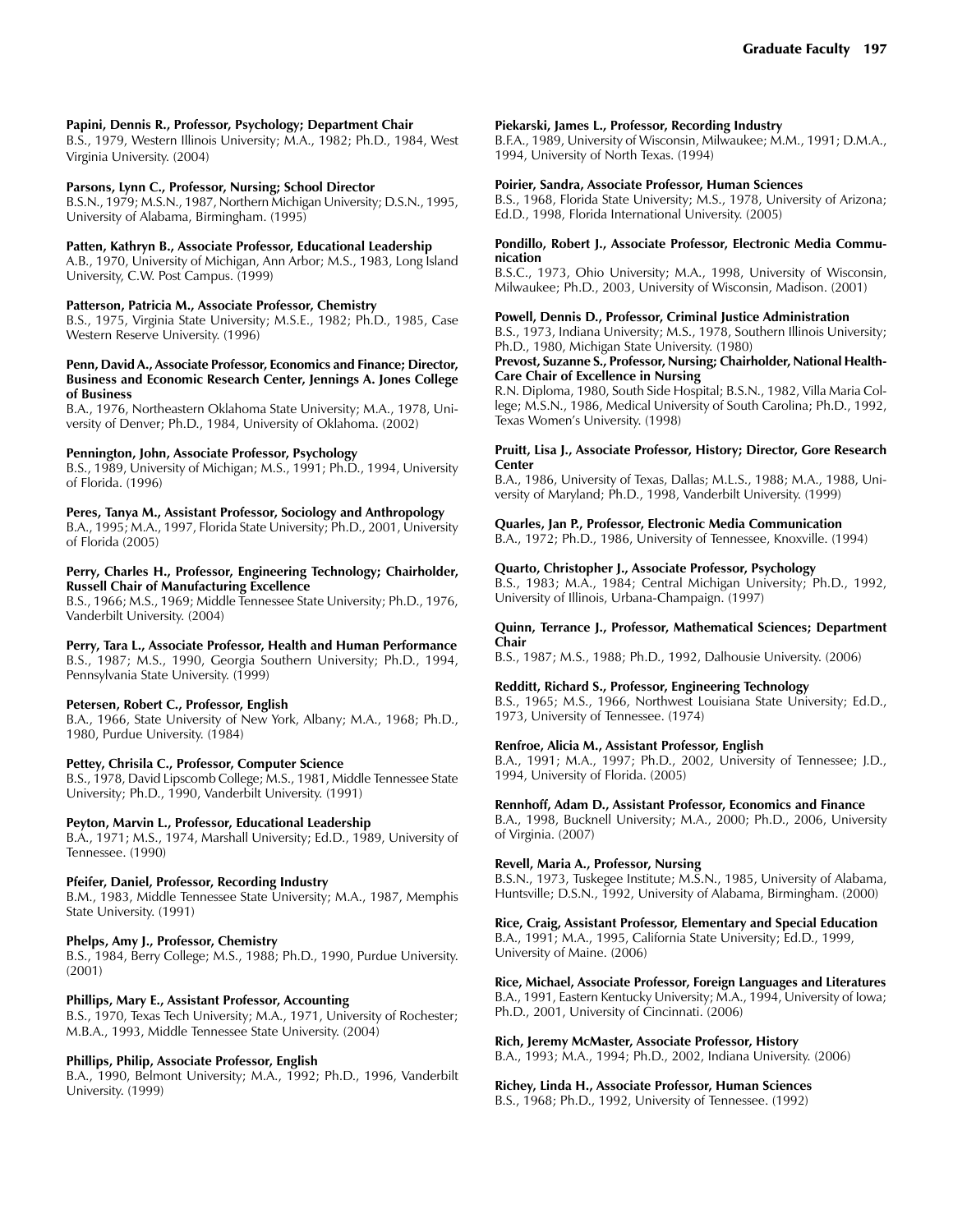**Papini, Dennis R., Professor, Psychology; Department Chair**
B.S., 1979, Western Illinois University; M.A., 1982; Ph.D., 1984, West Virginia University. (2004)

**Parsons, Lynn C., Professor, Nursing; School Director**
B.S.N., 1979; M.S.N., 1987, Northern Michigan University; D.S.N., 1995, University of Alabama, Birmingham. (1995)

**Patten, Kathryn B., Associate Professor, Educational Leadership**
A.B., 1970, University of Michigan, Ann Arbor; M.S., 1983, Long Island University, C.W. Post Campus. (1999)

**Patterson, Patricia M., Associate Professor, Chemistry**
B.S., 1975, Virginia State University; M.S.E., 1982; Ph.D., 1985, Case Western Reserve University. (1996)

**Penn, David A., Associate Professor, Economics and Finance; Director, Business and Economic Research Center, Jennings A. Jones College of Business**
B.A., 1976, Northeastern Oklahoma State University; M.A., 1978, University of Denver; Ph.D., 1984, University of Oklahoma. (2002)

**Pennington, John, Associate Professor, Psychology**
B.S., 1989, University of Michigan; M.S., 1991; Ph.D., 1994, University of Florida. (1996)

**Peres, Tanya M., Assistant Professor, Sociology and Anthropology**
B.A., 1995; M.A., 1997, Florida State University; Ph.D., 2001, University of Florida (2005)

**Perry, Charles H., Professor, Engineering Technology; Chairholder, Russell Chair of Manufacturing Excellence**
B.S., 1966; M.S., 1969; Middle Tennessee State University; Ph.D., 1976, Vanderbilt University. (2004)

**Perry, Tara L., Associate Professor, Health and Human Performance**
B.S., 1987; M.S., 1990, Georgia Southern University; Ph.D., 1994, Pennsylvania State University. (1999)

**Petersen, Robert C., Professor, English**
B.A., 1966, State University of New York, Albany; M.A., 1968; Ph.D., 1980, Purdue University. (1984)

**Pettey, Chrisila C., Professor, Computer Science**
B.S., 1978, David Lipscomb College; M.S., 1981, Middle Tennessee State University; Ph.D., 1990, Vanderbilt University. (1991)

**Peyton, Marvin L., Professor, Educational Leadership**
B.A., 1971; M.S., 1974, Marshall University; Ed.D., 1989, University of Tennessee. (1990)

**Pfeifer, Daniel, Professor, Recording Industry**
B.M., 1983, Middle Tennessee State University; M.A., 1987, Memphis State University. (1991)

**Phelps, Amy J., Professor, Chemistry**
B.S., 1984, Berry College; M.S., 1988; Ph.D., 1990, Purdue University. (2001)

**Phillips, Mary E., Assistant Professor, Accounting**
B.S., 1970, Texas Tech University; M.A., 1971, University of Rochester; M.B.A., 1993, Middle Tennessee State University. (2004)

**Phillips, Philip, Associate Professor, English**
B.A., 1990, Belmont University; M.A., 1992; Ph.D., 1996, Vanderbilt University. (1999)

**Piekarski, James L., Professor, Recording Industry**
B.F.A., 1989, University of Wisconsin, Milwaukee; M.M., 1991; D.M.A., 1994, University of North Texas. (1994)

**Poirier, Sandra, Associate Professor, Human Sciences**
B.S., 1968, Florida State University; M.S., 1978, University of Arizona; Ed.D., 1998, Florida International University. (2005)

**Pondillo, Robert J., Associate Professor, Electronic Media Communication**
B.S.C., 1973, Ohio University; M.A., 1998, University of Wisconsin, Milwaukee; Ph.D., 2003, University of Wisconsin, Madison. (2001)

**Powell, Dennis D., Professor, Criminal Justice Administration**
B.S., 1973, Indiana University; M.S., 1978, Southern Illinois University; Ph.D., 1980, Michigan State University. (1980)

**Prevost, Suzanne S., Professor, Nursing; Chairholder, National Health-Care Chair of Excellence in Nursing**
R.N. Diploma, 1980, South Side Hospital; B.S.N., 1982, Villa Maria College; M.S.N., 1986, Medical University of South Carolina; Ph.D., 1992, Texas Women's University. (1998)

**Pruitt, Lisa J., Associate Professor, History; Director, Gore Research Center**
B.A., 1986, University of Texas, Dallas; M.L.S., 1988; M.A., 1988, University of Maryland; Ph.D., 1998, Vanderbilt University. (1999)

**Quarles, Jan P., Professor, Electronic Media Communication**
B.A., 1972; Ph.D., 1986, University of Tennessee, Knoxville. (1994)

**Quarto, Christopher J., Associate Professor, Psychology**
B.S., 1983; M.A., 1984; Central Michigan University; Ph.D., 1992, University of Illinois, Urbana-Champaign. (1997)

**Quinn, Terrance J., Professor, Mathematical Sciences; Department Chair**
B.S., 1987; M.S., 1988; Ph.D., 1992, Dalhousie University. (2006)

**Redditt, Richard S., Professor, Engineering Technology**
B.S., 1965; M.S., 1966, Northwest Louisiana State University; Ed.D., 1973, University of Tennessee. (1974)

**Renfroe, Alicia M., Assistant Professor, English**
B.A., 1991; M.A., 1997; Ph.D., 2002, University of Tennessee; J.D., 1994, University of Florida. (2005)

**Rennhoff, Adam D., Assistant Professor, Economics and Finance**
B.A., 1998, Bucknell University; M.A., 2000; Ph.D., 2006, University of Virginia. (2007)

**Revell, Maria A., Professor, Nursing**
B.S.N., 1973, Tuskegee Institute; M.S.N., 1985, University of Alabama, Huntsville; D.S.N., 1992, University of Alabama, Birmingham. (2000)

**Rice, Craig, Assistant Professor, Elementary and Special Education**
B.A., 1991; M.A., 1995, California State University; Ed.D., 1999, University of Maine. (2006)

**Rice, Michael, Associate Professor, Foreign Languages and Literatures**
B.A., 1991, Eastern Kentucky University; M.A., 1994, University of Iowa; Ph.D., 2001, University of Cincinnati. (2006)

**Rich, Jeremy McMaster, Associate Professor, History**
B.A., 1993; M.A., 1994; Ph.D., 2002, Indiana University. (2006)

**Richey, Linda H., Associate Professor, Human Sciences**
B.S., 1968; Ph.D., 1992, University of Tennessee. (1992)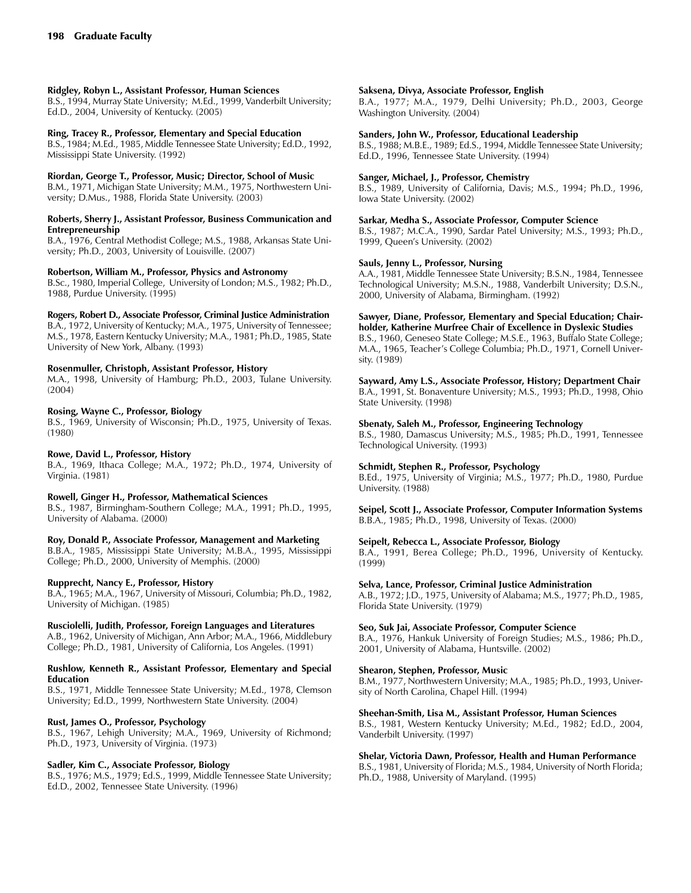**Ridgley, Robyn L., Assistant Professor, Human Sciences**
B.S., 1994, Murray State University; M.Ed., 1999, Vanderbilt University; Ed.D., 2004, University of Kentucky. (2005)

**Ring, Tracey R., Professor, Elementary and Special Education**
B.S., 1984; M.Ed., 1985, Middle Tennessee State University; Ed.D., 1992, Mississippi State University. (1992)

**Riordan, George T., Professor, Music; Director, School of Music**
B.M., 1971, Michigan State University; M.M., 1975, Northwestern University; D.Mus., 1988, Florida State University. (2003)

**Roberts, Sherry J., Assistant Professor, Business Communication and Entrepreneurship**
B.A., 1976, Central Methodist College; M.S., 1988, Arkansas State University; Ph.D., 2003, University of Louisville. (2007)

**Robertson, William M., Professor, Physics and Astronomy**
B.Sc., 1980, Imperial College, University of London; M.S., 1982; Ph.D., 1988, Purdue University. (1995)

**Rogers, Robert D., Associate Professor, Criminal Justice Administration**
B.A., 1972, University of Kentucky; M.A., 1975, University of Tennessee; M.S., 1978, Eastern Kentucky University; M.A., 1981; Ph.D., 1985, State University of New York, Albany. (1993)

**Rosenmuller, Christoph, Assistant Professor, History**
M.A., 1998, University of Hamburg; Ph.D., 2003, Tulane University. (2004)

**Rosing, Wayne C., Professor, Biology**
B.S., 1969, University of Wisconsin; Ph.D., 1975, University of Texas. (1980)

**Rowe, David L., Professor, History**
B.A., 1969, Ithaca College; M.A., 1972; Ph.D., 1974, University of Virginia. (1981)

**Rowell, Ginger H., Professor, Mathematical Sciences**
B.S., 1987, Birmingham-Southern College; M.A., 1991; Ph.D., 1995, University of Alabama. (2000)

**Roy, Donald P., Associate Professor, Management and Marketing**
B.B.A., 1985, Mississippi State University; M.B.A., 1995, Mississippi College; Ph.D., 2000, University of Memphis. (2000)

**Rupprecht, Nancy E., Professor, History**
B.A., 1965; M.A., 1967, University of Missouri, Columbia; Ph.D., 1982, University of Michigan. (1985)

**Rusciolelli, Judith, Professor, Foreign Languages and Literatures**
A.B., 1962, University of Michigan, Ann Arbor; M.A., 1966, Middlebury College; Ph.D., 1981, University of California, Los Angeles. (1991)

**Rushlow, Kenneth R., Assistant Professor, Elementary and Special Education**
B.S., 1971, Middle Tennessee State University; M.Ed., 1978, Clemson University; Ed.D., 1999, Northwestern State University. (2004)

**Rust, James O., Professor, Psychology**
B.S., 1967, Lehigh University; M.A., 1969, University of Richmond; Ph.D., 1973, University of Virginia. (1973)

**Sadler, Kim C., Associate Professor, Biology**
B.S., 1976; M.S., 1979; Ed.S., 1999, Middle Tennessee State University; Ed.D., 2002, Tennessee State University. (1996)

**Saksena, Divya, Associate Professor, English**
B.A., 1977; M.A., 1979, Delhi University; Ph.D., 2003, George Washington University. (2004)

**Sanders, John W., Professor, Educational Leadership**
B.S., 1988; M.B.E., 1989; Ed.S., 1994, Middle Tennessee State University; Ed.D., 1996, Tennessee State University. (1994)

**Sanger, Michael, J., Professor, Chemistry**
B.S., 1989, University of California, Davis; M.S., 1994; Ph.D., 1996, Iowa State University. (2002)

**Sarkar, Medha S., Associate Professor, Computer Science**
B.S., 1987; M.C.A., 1990, Sardar Patel University; M.S., 1993; Ph.D., 1999, Queen's University. (2002)

**Sauls, Jenny L., Professor, Nursing**
A.A., 1981, Middle Tennessee State University; B.S.N., 1984, Tennessee Technological University; M.S.N., 1988, Vanderbilt University; D.S.N., 2000, University of Alabama, Birmingham. (1992)

**Sawyer, Diane, Professor, Elementary and Special Education; Chairholder, Katherine Murfree Chair of Excellence in Dyslexic Studies**
B.S., 1960, Geneseo State College; M.S.E., 1963, Buffalo State College; M.A., 1965, Teacher's College Columbia; Ph.D., 1971, Cornell University. (1989)

**Sayward, Amy L.S., Associate Professor, History; Department Chair**
B.A., 1991, St. Bonaventure University; M.S., 1993; Ph.D., 1998, Ohio State University. (1998)

**Sbenaty, Saleh M., Professor, Engineering Technology**
B.S., 1980, Damascus University; M.S., 1985; Ph.D., 1991, Tennessee Technological University. (1993)

**Schmidt, Stephen R., Professor, Psychology**
B.Ed., 1975, University of Virginia; M.S., 1977; Ph.D., 1980, Purdue University. (1988)

**Seipel, Scott J., Associate Professor, Computer Information Systems**
B.B.A., 1985; Ph.D., 1998, University of Texas. (2000)

**Seipelt, Rebecca L., Associate Professor, Biology**
B.A., 1991, Berea College; Ph.D., 1996, University of Kentucky. (1999)

**Selva, Lance, Professor, Criminal Justice Administration**
A.B., 1972; J.D., 1975, University of Alabama; M.S., 1977; Ph.D., 1985, Florida State University. (1979)

**Seo, Suk Jai, Associate Professor, Computer Science**
B.A., 1976, Hankuk University of Foreign Studies; M.S., 1986; Ph.D., 2001, University of Alabama, Huntsville. (2002)

**Shearon, Stephen, Professor, Music**
B.M., 1977, Northwestern University; M.A., 1985; Ph.D., 1993, University of North Carolina, Chapel Hill. (1994)

**Sheehan-Smith, Lisa M., Assistant Professor, Human Sciences**
B.S., 1981, Western Kentucky University; M.Ed., 1982; Ed.D., 2004, Vanderbilt University. (1997)

**Shelar, Victoria Dawn, Professor, Health and Human Performance**
B.S., 1981, University of Florida; M.S., 1984, University of North Florida; Ph.D., 1988, University of Maryland. (1995)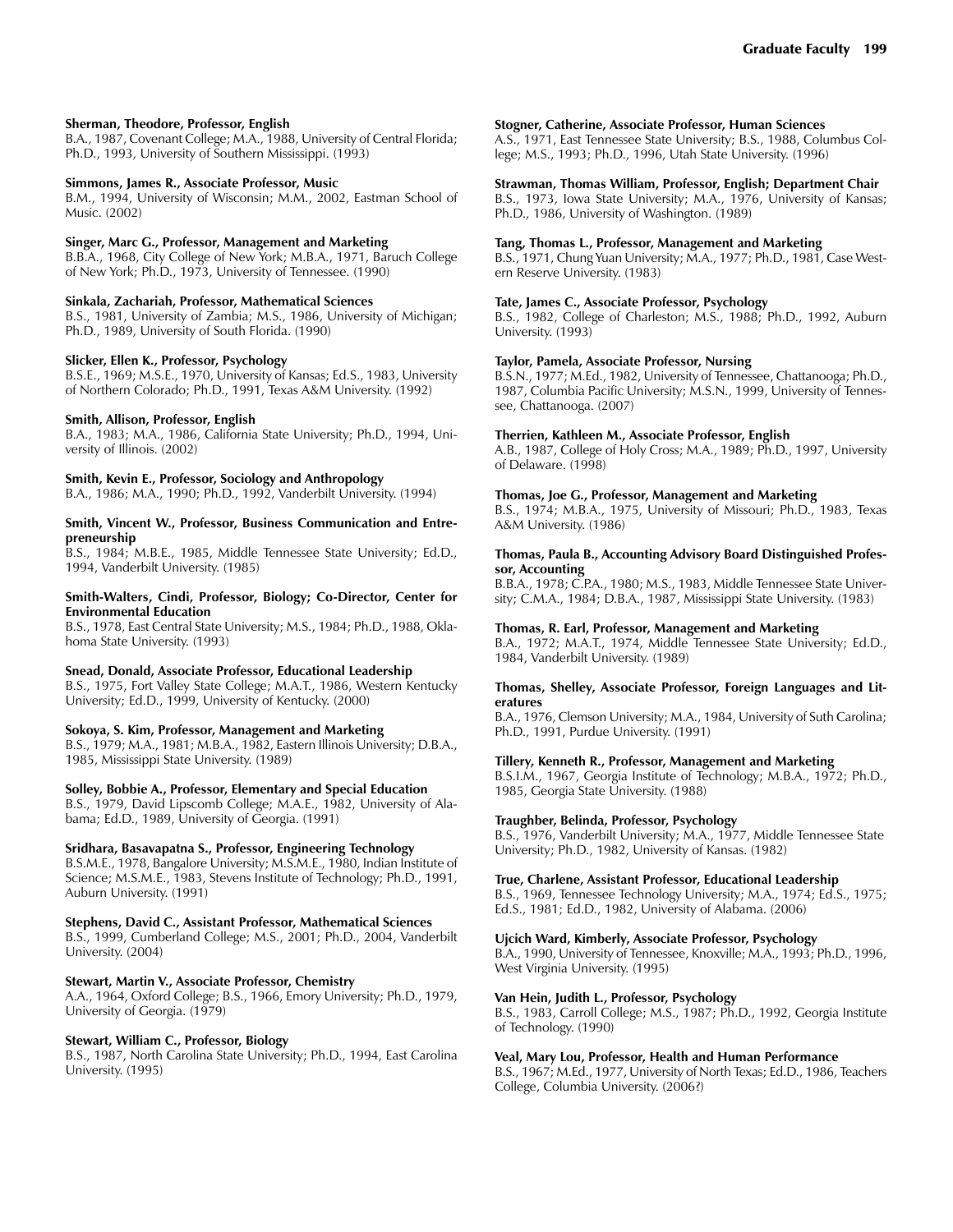**Sherman, Theodore, Professor, English**
B.A., 1987, Covenant College; M.A., 1988, University of Central Florida; Ph.D., 1993, University of Southern Mississippi. (1993)

**Simmons, James R., Associate Professor, Music**
B.M., 1994, University of Wisconsin; M.M., 2002, Eastman School of Music. (2002)

**Singer, Marc G., Professor, Management and Marketing**
B.B.A., 1968, City College of New York; M.B.A., 1971, Baruch College of New York; Ph.D., 1973, University of Tennessee. (1990)

**Sinkala, Zachariah, Professor, Mathematical Sciences**
B.S., 1981, University of Zambia; M.S., 1986, University of Michigan; Ph.D., 1989, University of South Florida. (1990)

**Slicker, Ellen K., Professor, Psychology**
B.S.E., 1969; M.S.E., 1970, University of Kansas; Ed.S., 1983, University of Northern Colorado; Ph.D., 1991, Texas A&M University. (1992)

**Smith, Allison, Professor, English**
B.A., 1983; M.A., 1986, California State University; Ph.D., 1994, University of Illinois. (2002)

**Smith, Kevin E., Professor, Sociology and Anthropology**
B.A., 1986; M.A., 1990; Ph.D., 1992, Vanderbilt University. (1994)

**Smith, Vincent W., Professor, Business Communication and Entrepreneurship**
B.S., 1984; M.B.E., 1985, Middle Tennessee State University; Ed.D., 1994, Vanderbilt University. (1985)

**Smith-Walters, Cindi, Professor, Biology; Co-Director, Center for Environmental Education**
B.S., 1978, East Central State University; M.S., 1984; Ph.D., 1988, Oklahoma State University. (1993)

**Snead, Donald, Associate Professor, Educational Leadership**
B.S., 1975, Fort Valley State College; M.A.T., 1986, Western Kentucky University; Ed.D., 1999, University of Kentucky. (2000)

**Sokoya, S. Kim, Professor, Management and Marketing**
B.S., 1979; M.A., 1981; M.B.A., 1982, Eastern Illinois University; D.B.A., 1985, Mississippi State University. (1989)

**Solley, Bobbie A., Professor, Elementary and Special Education**
B.S., 1979, David Lipscomb College; M.A.E., 1982, University of Alabama; Ed.D., 1989, University of Georgia. (1991)

**Sridhara, Basavapatna S., Professor, Engineering Technology**
B.S.M.E., 1978, Bangalore University; M.S.M.E., 1980, Indian Institute of Science; M.S.M.E., 1983, Stevens Institute of Technology; Ph.D., 1991, Auburn University. (1991)

**Stephens, David C., Assistant Professor, Mathematical Sciences**
B.S., 1999, Cumberland College; M.S., 2001; Ph.D., 2004, Vanderbilt University. (2004)

**Stewart, Martin V., Associate Professor, Chemistry**
A.A., 1964, Oxford College; B.S., 1966, Emory University; Ph.D., 1979, University of Georgia. (1979)

**Stewart, William C., Professor, Biology**
B.S., 1987, North Carolina State University; Ph.D., 1994, East Carolina University. (1995)

**Stogner, Catherine, Associate Professor, Human Sciences**
A.S., 1971, East Tennessee State University; B.S., 1988, Columbus College; M.S., 1993; Ph.D., 1996, Utah State University. (1996)

**Strawman, Thomas William, Professor, English; Department Chair**
B.S., 1973, Iowa State University; M.A., 1976, University of Kansas; Ph.D., 1986, University of Washington. (1989)

**Tang, Thomas L., Professor, Management and Marketing**
B.S., 1971, Chung Yuan University; M.A., 1977; Ph.D., 1981, Case Western Reserve University. (1983)

**Tate, James C., Associate Professor, Psychology**
B.S., 1982, College of Charleston; M.S., 1988; Ph.D., 1992, Auburn University. (1993)

**Taylor, Pamela, Associate Professor, Nursing**
B.S.N., 1977; M.Ed., 1982, University of Tennessee, Chattanooga; Ph.D., 1987, Columbia Pacific University; M.S.N., 1999, University of Tennessee, Chattanooga. (2007)

**Therrien, Kathleen M., Associate Professor, English**
A.B., 1987, College of Holy Cross; M.A., 1989; Ph.D., 1997, University of Delaware. (1998)

**Thomas, Joe G., Professor, Management and Marketing**
B.S., 1974; M.B.A., 1975, University of Missouri; Ph.D., 1983, Texas A&M University. (1986)

**Thomas, Paula B., Accounting Advisory Board Distinguished Professor, Accounting**
B.B.A., 1978; C.P.A., 1980; M.S., 1983, Middle Tennessee State University; C.M.A., 1984; D.B.A., 1987, Mississippi State University. (1983)

**Thomas, R. Earl, Professor, Management and Marketing**
B.A., 1972; M.A.T., 1974, Middle Tennessee State University; Ed.D., 1984, Vanderbilt University. (1989)

**Thomas, Shelley, Associate Professor, Foreign Languages and Literatures**
B.A., 1976, Clemson University; M.A., 1984, University of Suth Carolina; Ph.D., 1991, Purdue University. (1991)

**Tillery, Kenneth R., Professor, Management and Marketing**
B.S.I.M., 1967, Georgia Institute of Technology; M.B.A., 1972; Ph.D., 1985, Georgia State University. (1988)

**Traughber, Belinda, Professor, Psychology**
B.S., 1976, Vanderbilt University; M.A., 1977, Middle Tennessee State University; Ph.D., 1982, University of Kansas. (1982)

**True, Charlene, Assistant Professor, Educational Leadership**
B.S., 1969, Tennessee Technology University; M.A., 1974; Ed.S., 1975; Ed.S., 1981; Ed.D., 1982, University of Alabama. (2006)

**Ujcich Ward, Kimberly, Associate Professor, Psychology**
B.A., 1990, University of Tennessee, Knoxville; M.A., 1993; Ph.D., 1996, West Virginia University. (1995)

**Van Hein, Judith L., Professor, Psychology**
B.S., 1983, Carroll College; M.S., 1987; Ph.D., 1992, Georgia Institute of Technology. (1990)

**Veal, Mary Lou, Professor, Health and Human Performance**
B.S., 1967; M.Ed., 1977, University of North Texas; Ed.D., 1986, Teachers College, Columbia University. (2006?)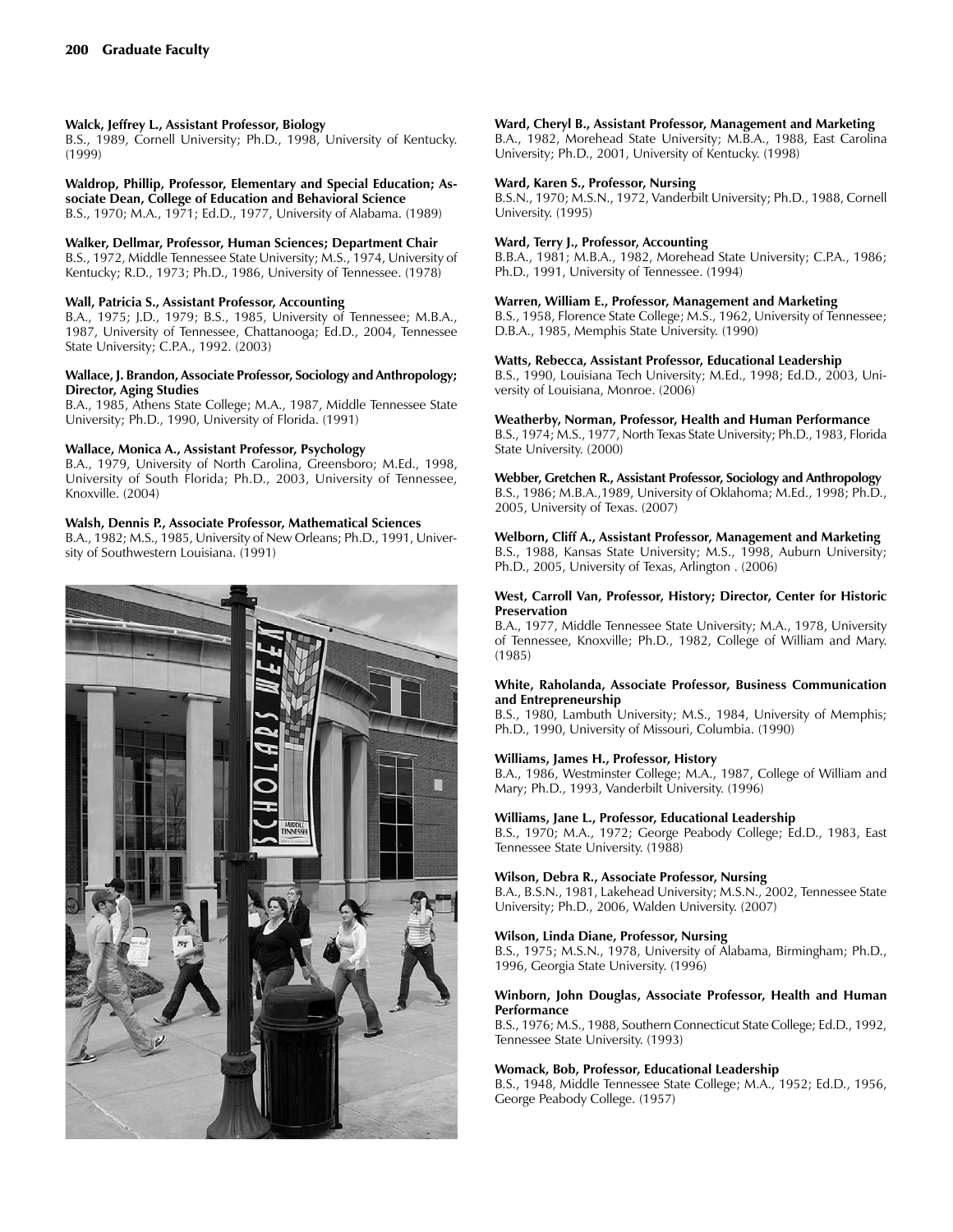**Walck, Jeffrey L., Assistant Professor, Biology**
B.S., 1989, Cornell University; Ph.D., 1998, University of Kentucky. (1999)

**Waldrop, Phillip, Professor, Elementary and Special Education; Associate Dean, College of Education and Behavioral Science**
B.S., 1970; M.A., 1971; Ed.D., 1977, University of Alabama. (1989)

**Walker, Dellmar, Professor, Human Sciences; Department Chair**
B.S., 1972, Middle Tennessee State University; M.S., 1974, University of Kentucky; R.D., 1973; Ph.D., 1986, University of Tennessee. (1978)

**Wall, Patricia S., Assistant Professor, Accounting**
B.A., 1975; J.D., 1979; B.S., 1985, University of Tennessee; M.B.A., 1987, University of Tennessee, Chattanooga; Ed.D., 2004, Tennessee State University; C.P.A., 1992. (2003)

**Wallace, J. Brandon, Associate Professor, Sociology and Anthropology; Director, Aging Studies**
B.A., 1985, Athens State College; M.A., 1987, Middle Tennessee State University; Ph.D., 1990, University of Florida. (1991)

**Wallace, Monica A., Assistant Professor, Psychology**
B.A., 1979, University of North Carolina, Greensboro; M.Ed., 1998, University of South Florida; Ph.D., 2003, University of Tennessee, Knoxville. (2004)

**Walsh, Dennis P., Associate Professor, Mathematical Sciences**
B.A., 1982; M.S., 1985, University of New Orleans; Ph.D., 1991, University of Southwestern Louisiana. (1991)

**Ward, Cheryl B., Assistant Professor, Management and Marketing**
B.A., 1982, Morehead State University; M.B.A., 1988, East Carolina University; Ph.D., 2001, University of Kentucky. (1998)

**Ward, Karen S., Professor, Nursing**
B.S.N., 1970; M.S.N., 1972, Vanderbilt University; Ph.D., 1988, Cornell University. (1995)

**Ward, Terry J., Professor, Accounting**
B.B.A., 1981; M.B.A., 1982, Morehead State University; C.P.A., 1986; Ph.D., 1991, University of Tennessee. (1994)

**Warren, William E., Professor, Management and Marketing**
B.S., 1958, Florence State College; M.S., 1962, University of Tennessee; D.B.A., 1985, Memphis State University. (1990)

**Watts, Rebecca, Assistant Professor, Educational Leadership**
B.S., 1990, Louisiana Tech University; M.Ed., 1998; Ed.D., 2003, University of Louisiana, Monroe. (2006)

**Weatherby, Norman, Professor, Health and Human Performance**
B.S., 1974; M.S., 1977, North Texas State University; Ph.D., 1983, Florida State University. (2000)

**Webber, Gretchen R., Assistant Professor, Sociology and Anthropology**
B.S., 1986; M.B.A.,1989, University of Oklahoma; M.Ed., 1998; Ph.D., 2005, University of Texas. (2007)

**Welborn, Cliff A., Assistant Professor, Management and Marketing**
B.S., 1988, Kansas State University; M.S., 1998, Auburn University; Ph.D., 2005, University of Texas, Arlington . (2006)

**West, Carroll Van, Professor, History; Director, Center for Historic Preservation**
B.A., 1977, Middle Tennessee State University; M.A., 1978, University of Tennessee, Knoxville; Ph.D., 1982, College of William and Mary. (1985)

**White, Raholanda, Associate Professor, Business Communication and Entrepreneurship**
B.S., 1980, Lambuth University; M.S., 1984, University of Memphis; Ph.D., 1990, University of Missouri, Columbia. (1990)

**Williams, James H., Professor, History**
B.A., 1986, Westminster College; M.A., 1987, College of William and Mary; Ph.D., 1993, Vanderbilt University. (1996)

**Williams, Jane L., Professor, Educational Leadership**
B.S., 1970; M.A., 1972; George Peabody College; Ed.D., 1983, East Tennessee State University. (1988)

**Wilson, Debra R., Associate Professor, Nursing**
B.A., B.S.N., 1981, Lakehead University; M.S.N., 2002, Tennessee State University; Ph.D., 2006, Walden University. (2007)

**Wilson, Linda Diane, Professor, Nursing**
B.S., 1975; M.S.N., 1978, University of Alabama, Birmingham; Ph.D., 1996, Georgia State University. (1996)

**Winborn, John Douglas, Associate Professor, Health and Human Performance**
B.S., 1976; M.S., 1988, Southern Connecticut State College; Ed.D., 1992, Tennessee State University. (1993)

**Womack, Bob, Professor, Educational Leadership**
B.S., 1948, Middle Tennessee State College; M.A., 1952; Ed.D., 1956, George Peabody College. (1957)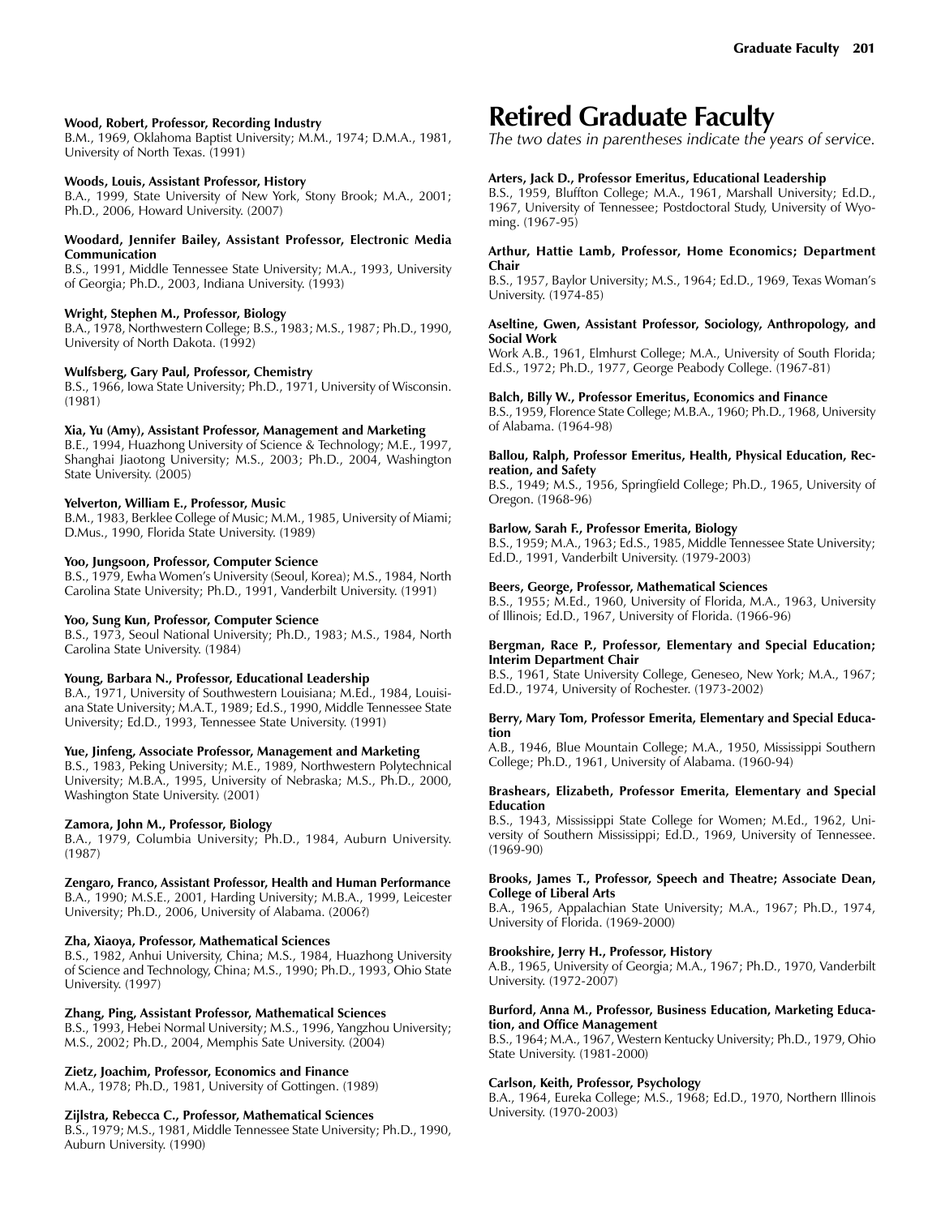**Wood, Robert, Professor, Recording Industry**
B.M., 1969, Oklahoma Baptist University; M.M., 1974; D.M.A., 1981, University of North Texas. (1991)

**Woods, Louis, Assistant Professor, History**
B.A., 1999, State University of New York, Stony Brook; M.A., 2001; Ph.D., 2006, Howard University. (2007)

**Woodard, Jennifer Bailey, Assistant Professor, Electronic Media Communication**
B.S., 1991, Middle Tennessee State University; M.A., 1993, University of Georgia; Ph.D., 2003, Indiana University. (1993)

**Wright, Stephen M., Professor, Biology**
B.A., 1978, Northwestern College; B.S., 1983; M.S., 1987; Ph.D., 1990, University of North Dakota. (1992)

**Wulfsberg, Gary Paul, Professor, Chemistry**
B.S., 1966, Iowa State University; Ph.D., 1971, University of Wisconsin. (1981)

**Xia, Yu (Amy), Assistant Professor, Management and Marketing**
B.E., 1994, Huazhong University of Science & Technology; M.E., 1997, Shanghai Jiaotong University; M.S., 2003; Ph.D., 2004, Washington State University. (2005)

**Yelverton, William E., Professor, Music**
B.M., 1983, Berklee College of Music; M.M., 1985, University of Miami; D.Mus., 1990, Florida State University. (1989)

**Yoo, Jungsoon, Professor, Computer Science**
B.S., 1979, Ewha Women's University (Seoul, Korea); M.S., 1984, North Carolina State University; Ph.D., 1991, Vanderbilt University. (1991)

**Yoo, Sung Kun, Professor, Computer Science**
B.S., 1973, Seoul National University; Ph.D., 1983; M.S., 1984, North Carolina State University. (1984)

**Young, Barbara N., Professor, Educational Leadership**
B.A., 1971, University of Southwestern Louisiana; M.Ed., 1984, Louisiana State University; M.A.T., 1989; Ed.S., 1990, Middle Tennessee State University; Ed.D., 1993, Tennessee State University. (1991)

**Yue, Jinfeng, Associate Professor, Management and Marketing**
B.S., 1983, Peking University; M.E., 1989, Northwestern Polytechnical University; M.B.A., 1995, University of Nebraska; M.S., Ph.D., 2000, Washington State University. (2001)

**Zamora, John M., Professor, Biology**
B.A., 1979, Columbia University; Ph.D., 1984, Auburn University. (1987)

**Zengaro, Franco, Assistant Professor, Health and Human Performance**
B.A., 1990; M.S.E., 2001, Harding University; M.B.A., 1999, Leicester University; Ph.D., 2006, University of Alabama. (2006?)

**Zha, Xiaoya, Professor, Mathematical Sciences**
B.S., 1982, Anhui University, China; M.S., 1984, Huazhong University of Science and Technology, China; M.S., 1990; Ph.D., 1993, Ohio State University. (1997)

**Zhang, Ping, Assistant Professor, Mathematical Sciences**
B.S., 1993, Hebei Normal University; M.S., 1996, Yangzhou University; M.S., 2002; Ph.D., 2004, Memphis Sate University. (2004)

**Zietz, Joachim, Professor, Economics and Finance**
M.A., 1978; Ph.D., 1981, University of Gottingen. (1989)

**Zijlstra, Rebecca C., Professor, Mathematical Sciences**
B.S., 1979; M.S., 1981, Middle Tennessee State University; Ph.D., 1990, Auburn University. (1990)

# Retired Graduate Faculty

*The two dates in parentheses indicate the years of service.*

**Arters, Jack D., Professor Emeritus, Educational Leadership**
B.S., 1959, Bluffton College; M.A., 1961, Marshall University; Ed.D., 1967, University of Tennessee; Postdoctoral Study, University of Wyoming. (1967-95)

**Arthur, Hattie Lamb, Professor, Home Economics; Department Chair**
B.S., 1957, Baylor University; M.S., 1964; Ed.D., 1969, Texas Woman's University. (1974-85)

**Aseltine, Gwen, Assistant Professor, Sociology, Anthropology, and Social Work**
Work A.B., 1961, Elmhurst College; M.A., University of South Florida; Ed.S., 1972; Ph.D., 1977, George Peabody College. (1967-81)

**Balch, Billy W., Professor Emeritus, Economics and Finance**
B.S., 1959, Florence State College; M.B.A., 1960; Ph.D., 1968, University of Alabama. (1964-98)

**Ballou, Ralph, Professor Emeritus, Health, Physical Education, Recreation, and Safety**
B.S., 1949; M.S., 1956, Springfield College; Ph.D., 1965, University of Oregon. (1968-96)

**Barlow, Sarah F., Professor Emerita, Biology**
B.S., 1959; M.A., 1963; Ed.S., 1985, Middle Tennessee State University; Ed.D., 1991, Vanderbilt University. (1979-2003)

**Beers, George, Professor, Mathematical Sciences**
B.S., 1955; M.Ed., 1960, University of Florida, M.A., 1963, University of Illinois; Ed.D., 1967, University of Florida. (1966-96)

**Bergman, Race P., Professor, Elementary and Special Education; Interim Department Chair**
B.S., 1961, State University College, Geneseo, New York; M.A., 1967; Ed.D., 1974, University of Rochester. (1973-2002)

**Berry, Mary Tom, Professor Emerita, Elementary and Special Education**
A.B., 1946, Blue Mountain College; M.A., 1950, Mississippi Southern College; Ph.D., 1961, University of Alabama. (1960-94)

**Brashears, Elizabeth, Professor Emerita, Elementary and Special Education**
B.S., 1943, Mississippi State College for Women; M.Ed., 1962, University of Southern Mississippi; Ed.D., 1969, University of Tennessee. (1969-90)

**Brooks, James T., Professor, Speech and Theatre; Associate Dean, College of Liberal Arts**
B.A., 1965, Appalachian State University; M.A., 1967; Ph.D., 1974, University of Florida. (1969-2000)

**Brookshire, Jerry H., Professor, History**
A.B., 1965, University of Georgia; M.A., 1967; Ph.D., 1970, Vanderbilt University. (1972-2007)

**Burford, Anna M., Professor, Business Education, Marketing Education, and Office Management**
B.S., 1964; M.A., 1967, Western Kentucky University; Ph.D., 1979, Ohio State University. (1981-2000)

**Carlson, Keith, Professor, Psychology**
B.A., 1964, Eureka College; M.S., 1968; Ed.D., 1970, Northern Illinois University. (1970-2003)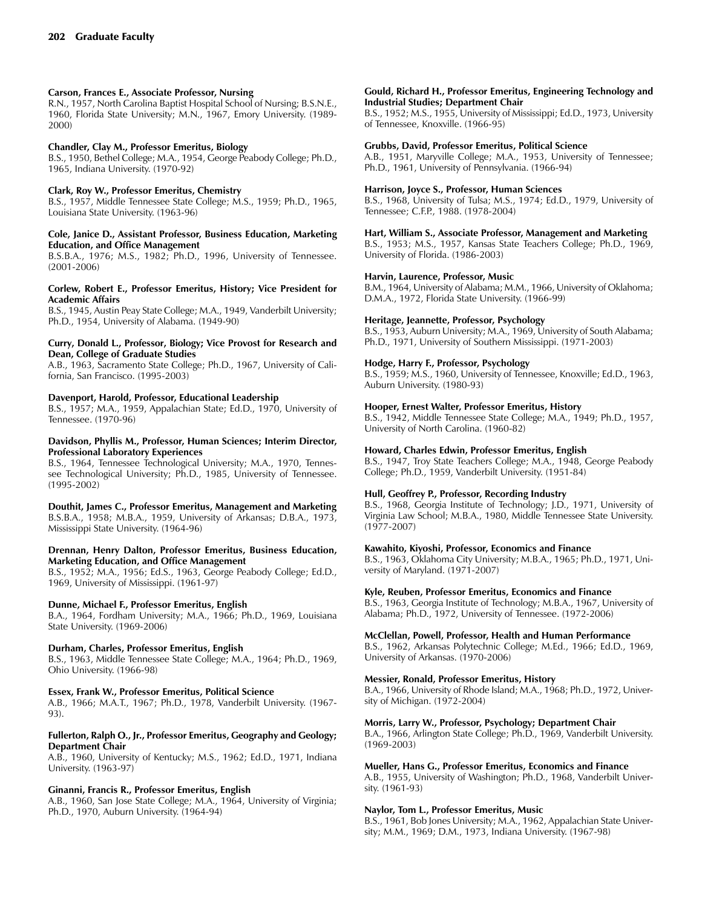**Carson, Frances E., Associate Professor, Nursing**
R.N., 1957, North Carolina Baptist Hospital School of Nursing; B.S.N.E., 1960, Florida State University; M.N., 1967, Emory University. (1989-2000)

**Chandler, Clay M., Professor Emeritus, Biology**
B.S., 1950, Bethel College; M.A., 1954, George Peabody College; Ph.D., 1965, Indiana University. (1970-92)

**Clark, Roy W., Professor Emeritus, Chemistry**
B.S., 1957, Middle Tennessee State College; M.S., 1959; Ph.D., 1965, Louisiana State University. (1963-96)

**Cole, Janice D., Assistant Professor, Business Education, Marketing Education, and Office Management**
B.S.B.A., 1976; M.S., 1982; Ph.D., 1996, University of Tennessee. (2001-2006)

**Corlew, Robert E., Professor Emeritus, History; Vice President for Academic Affairs**
B.S., 1945, Austin Peay State College; M.A., 1949, Vanderbilt University; Ph.D., 1954, University of Alabama. (1949-90)

**Curry, Donald L., Professor, Biology; Vice Provost for Research and Dean, College of Graduate Studies**
A.B., 1963, Sacramento State College; Ph.D., 1967, University of California, San Francisco. (1995-2003)

**Davenport, Harold, Professor, Educational Leadership**
B.S., 1957; M.A., 1959, Appalachian State; Ed.D., 1970, University of Tennessee. (1970-96)

**Davidson, Phyllis M., Professor, Human Sciences; Interim Director, Professional Laboratory Experiences**
B.S., 1964, Tennessee Technological University; M.A., 1970, Tennessee Technological University; Ph.D., 1985, University of Tennessee. (1995-2002)

**Douthit, James C., Professor Emeritus, Management and Marketing**
B.S.B.A., 1958; M.B.A., 1959, University of Arkansas; D.B.A., 1973, Mississippi State University. (1964-96)

**Drennan, Henry Dalton, Professor Emeritus, Business Education, Marketing Education, and Office Management**
B.S., 1952; M.A., 1956; Ed.S., 1963, George Peabody College; Ed.D., 1969, University of Mississippi. (1961-97)

**Dunne, Michael F., Professor Emeritus, English**
B.A., 1964, Fordham University; M.A., 1966; Ph.D., 1969, Louisiana State University. (1969-2006)

**Durham, Charles, Professor Emeritus, English**
B.S., 1963, Middle Tennessee State College; M.A., 1964; Ph.D., 1969, Ohio University. (1966-98)

**Essex, Frank W., Professor Emeritus, Political Science**
A.B., 1966; M.A.T., 1967; Ph.D., 1978, Vanderbilt University. (1967-93).

**Fullerton, Ralph O., Jr., Professor Emeritus, Geography and Geology; Department Chair**
A.B., 1960, University of Kentucky; M.S., 1962; Ed.D., 1971, Indiana University. (1963-97)

**Ginanni, Francis R., Professor Emeritus, English**
A.B., 1960, San Jose State College; M.A., 1964, University of Virginia; Ph.D., 1970, Auburn University. (1964-94)

**Gould, Richard H., Professor Emeritus, Engineering Technology and Industrial Studies; Department Chair**
B.S., 1952; M.S., 1955, University of Mississippi; Ed.D., 1973, University of Tennessee, Knoxville. (1966-95)

**Grubbs, David, Professor Emeritus, Political Science**
A.B., 1951, Maryville College; M.A., 1953, University of Tennessee; Ph.D., 1961, University of Pennsylvania. (1966-94)

**Harrison, Joyce S., Professor, Human Sciences**
B.S., 1968, University of Tulsa; M.S., 1974; Ed.D., 1979, University of Tennessee; C.F.P., 1988. (1978-2004)

**Hart, William S., Associate Professor, Management and Marketing**
B.S., 1953; M.S., 1957, Kansas State Teachers College; Ph.D., 1969, University of Florida. (1986-2003)

**Harvin, Laurence, Professor, Music**
B.M., 1964, University of Alabama; M.M., 1966, University of Oklahoma; D.M.A., 1972, Florida State University. (1966-99)

**Heritage, Jeannette, Professor, Psychology**
B.S., 1953, Auburn University; M.A., 1969, University of South Alabama; Ph.D., 1971, University of Southern Mississippi. (1971-2003)

**Hodge, Harry F., Professor, Psychology**
B.S., 1959; M.S., 1960, University of Tennessee, Knoxville; Ed.D., 1963, Auburn University. (1980-93)

**Hooper, Ernest Walter, Professor Emeritus, History**
B.S., 1942, Middle Tennessee State College; M.A., 1949; Ph.D., 1957, University of North Carolina. (1960-82)

**Howard, Charles Edwin, Professor Emeritus, English**
B.S., 1947, Troy State Teachers College; M.A., 1948, George Peabody College; Ph.D., 1959, Vanderbilt University. (1951-84)

**Hull, Geoffrey P., Professor, Recording Industry**
B.S., 1968, Georgia Institute of Technology; J.D., 1971, University of Virginia Law School; M.B.A., 1980, Middle Tennessee State University. (1977-2007)

**Kawahito, Kiyoshi, Professor, Economics and Finance**
B.S., 1963, Oklahoma City University; M.B.A., 1965; Ph.D., 1971, University of Maryland. (1971-2007)

**Kyle, Reuben, Professor Emeritus, Economics and Finance**
B.S., 1963, Georgia Institute of Technology; M.B.A., 1967, University of Alabama; Ph.D., 1972, University of Tennessee. (1972-2006)

**McClellan, Powell, Professor, Health and Human Performance**
B.S., 1962, Arkansas Polytechnic College; M.Ed., 1966; Ed.D., 1969, University of Arkansas. (1970-2006)

**Messier, Ronald, Professor Emeritus, History**
B.A., 1966, University of Rhode Island; M.A., 1968; Ph.D., 1972, University of Michigan. (1972-2004)

**Morris, Larry W., Professor, Psychology; Department Chair**
B.A., 1966, Arlington State College; Ph.D., 1969, Vanderbilt University. (1969-2003)

**Mueller, Hans G., Professor Emeritus, Economics and Finance**
A.B., 1955, University of Washington; Ph.D., 1968, Vanderbilt University. (1961-93)

**Naylor, Tom L., Professor Emeritus, Music**
B.S., 1961, Bob Jones University; M.A., 1962, Appalachian State University; M.M., 1969; D.M., 1973, Indiana University. (1967-98)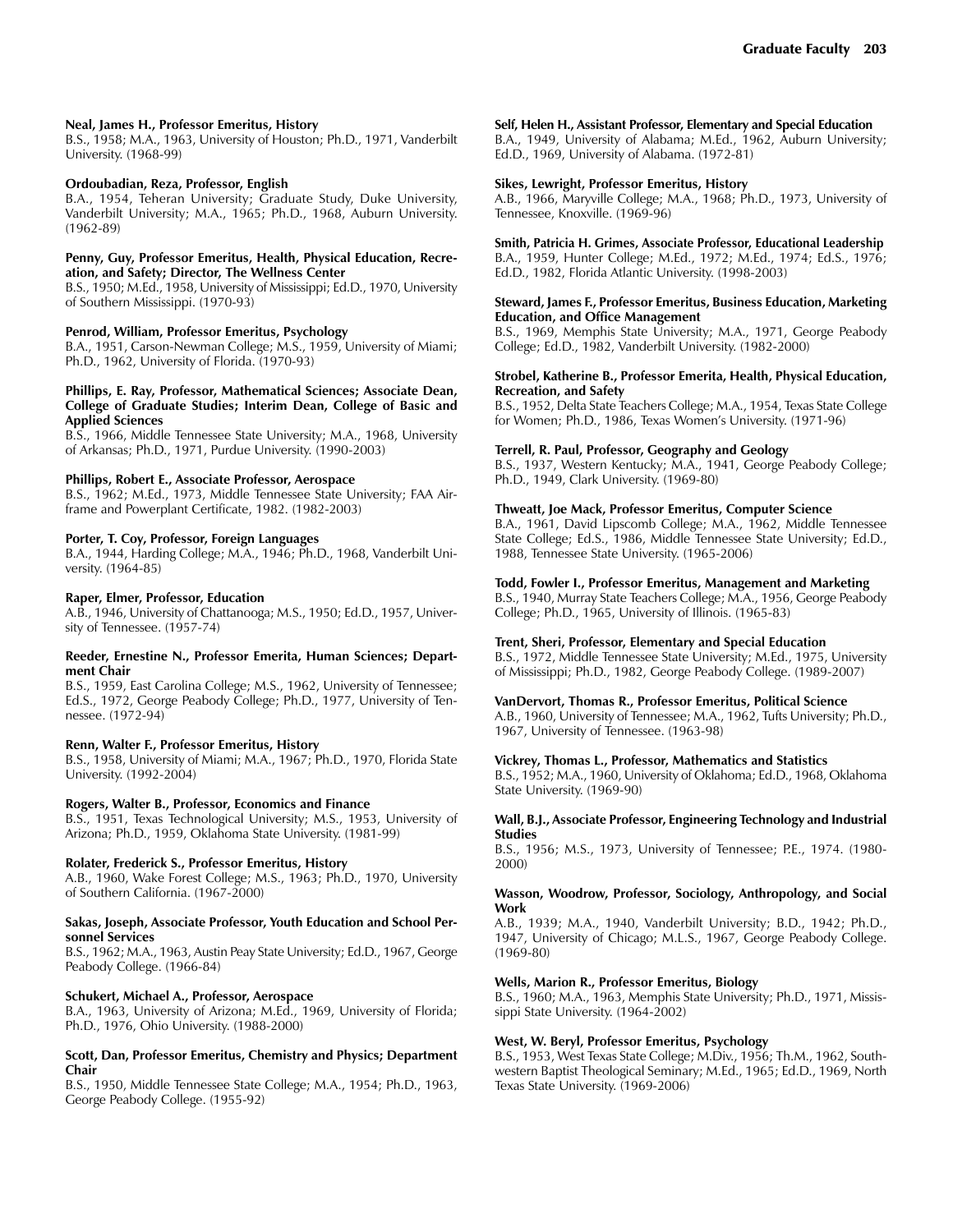**Neal, James H., Professor Emeritus, History**
B.S., 1958; M.A., 1963, University of Houston; Ph.D., 1971, Vanderbilt University. (1968-99)

**Ordoubadian, Reza, Professor, English**
B.A., 1954, Teheran University; Graduate Study, Duke University, Vanderbilt University; M.A., 1965; Ph.D., 1968, Auburn University. (1962-89)

**Penny, Guy, Professor Emeritus, Health, Physical Education, Recreation, and Safety; Director, The Wellness Center**
B.S., 1950; M.Ed., 1958, University of Mississippi; Ed.D., 1970, University of Southern Mississippi. (1970-93)

**Penrod, William, Professor Emeritus, Psychology**
B.A., 1951, Carson-Newman College; M.S., 1959, University of Miami; Ph.D., 1962, University of Florida. (1970-93)

**Phillips, E. Ray, Professor, Mathematical Sciences; Associate Dean, College of Graduate Studies; Interim Dean, College of Basic and Applied Sciences**
B.S., 1966, Middle Tennessee State University; M.A., 1968, University of Arkansas; Ph.D., 1971, Purdue University. (1990-2003)

**Phillips, Robert E., Associate Professor, Aerospace**
B.S., 1962; M.Ed., 1973, Middle Tennessee State University; FAA Airframe and Powerplant Certificate, 1982. (1982-2003)

**Porter, T. Coy, Professor, Foreign Languages**
B.A., 1944, Harding College; M.A., 1946; Ph.D., 1968, Vanderbilt University. (1964-85)

**Raper, Elmer, Professor, Education**
A.B., 1946, University of Chattanooga; M.S., 1950; Ed.D., 1957, University of Tennessee. (1957-74)

**Reeder, Ernestine N., Professor Emerita, Human Sciences; Department Chair**
B.S., 1959, East Carolina College; M.S., 1962, University of Tennessee; Ed.S., 1972, George Peabody College; Ph.D., 1977, University of Tennessee. (1972-94)

**Renn, Walter F., Professor Emeritus, History**
B.S., 1958, University of Miami; M.A., 1967; Ph.D., 1970, Florida State University. (1992-2004)

**Rogers, Walter B., Professor, Economics and Finance**
B.S., 1951, Texas Technological University; M.S., 1953, University of Arizona; Ph.D., 1959, Oklahoma State University. (1981-99)

**Rolater, Frederick S., Professor Emeritus, History**
A.B., 1960, Wake Forest College; M.S., 1963; Ph.D., 1970, University of Southern California. (1967-2000)

**Sakas, Joseph, Associate Professor, Youth Education and School Personnel Services**
B.S., 1962; M.A., 1963, Austin Peay State University; Ed.D., 1967, George Peabody College. (1966-84)

**Schukert, Michael A., Professor, Aerospace**
B.A., 1963, University of Arizona; M.Ed., 1969, University of Florida; Ph.D., 1976, Ohio University. (1988-2000)

**Scott, Dan, Professor Emeritus, Chemistry and Physics; Department Chair**
B.S., 1950, Middle Tennessee State College; M.A., 1954; Ph.D., 1963, George Peabody College. (1955-92)

**Self, Helen H., Assistant Professor, Elementary and Special Education**
B.A., 1949, University of Alabama; M.Ed., 1962, Auburn University; Ed.D., 1969, University of Alabama. (1972-81)

**Sikes, Lewright, Professor Emeritus, History**
A.B., 1966, Maryville College; M.A., 1968; Ph.D., 1973, University of Tennessee, Knoxville. (1969-96)

**Smith, Patricia H. Grimes, Associate Professor, Educational Leadership**
B.A., 1959, Hunter College; M.Ed., 1972; M.Ed., 1974; Ed.S., 1976; Ed.D., 1982, Florida Atlantic University. (1998-2003)

**Steward, James F., Professor Emeritus, Business Education, Marketing Education, and Office Management**
B.S., 1969, Memphis State University; M.A., 1971, George Peabody College; Ed.D., 1982, Vanderbilt University. (1982-2000)

**Strobel, Katherine B., Professor Emerita, Health, Physical Education, Recreation, and Safety**
B.S., 1952, Delta State Teachers College; M.A., 1954, Texas State College for Women; Ph.D., 1986, Texas Women's University. (1971-96)

**Terrell, R. Paul, Professor, Geography and Geology**
B.S., 1937, Western Kentucky; M.A., 1941, George Peabody College; Ph.D., 1949, Clark University. (1969-80)

**Thweatt, Joe Mack, Professor Emeritus, Computer Science**
B.A., 1961, David Lipscomb College; M.A., 1962, Middle Tennessee State College; Ed.S., 1986, Middle Tennessee State University; Ed.D., 1988, Tennessee State University. (1965-2006)

**Todd, Fowler I., Professor Emeritus, Management and Marketing**
B.S., 1940, Murray State Teachers College; M.A., 1956, George Peabody College; Ph.D., 1965, University of Illinois. (1965-83)

**Trent, Sheri, Professor, Elementary and Special Education**
B.S., 1972, Middle Tennessee State University; M.Ed., 1975, University of Mississippi; Ph.D., 1982, George Peabody College. (1989-2007)

**VanDervort, Thomas R., Professor Emeritus, Political Science**
A.B., 1960, University of Tennessee; M.A., 1962, Tufts University; Ph.D., 1967, University of Tennessee. (1963-98)

**Vickrey, Thomas L., Professor, Mathematics and Statistics**
B.S., 1952; M.A., 1960, University of Oklahoma; Ed.D., 1968, Oklahoma State University. (1969-90)

**Wall, B.J., Associate Professor, Engineering Technology and Industrial Studies**
B.S., 1956; M.S., 1973, University of Tennessee; P.E., 1974. (1980-2000)

**Wasson, Woodrow, Professor, Sociology, Anthropology, and Social Work**
A.B., 1939; M.A., 1940, Vanderbilt University; B.D., 1942; Ph.D., 1947, University of Chicago; M.L.S., 1967, George Peabody College. (1969-80)

**Wells, Marion R., Professor Emeritus, Biology**
B.S., 1960; M.A., 1963, Memphis State University; Ph.D., 1971, Mississippi State University. (1964-2002)

**West, W. Beryl, Professor Emeritus, Psychology**
B.S., 1953, West Texas State College; M.Div., 1956; Th.M., 1962, Southwestern Baptist Theological Seminary; M.Ed., 1965; Ed.D., 1969, North Texas State University. (1969-2006)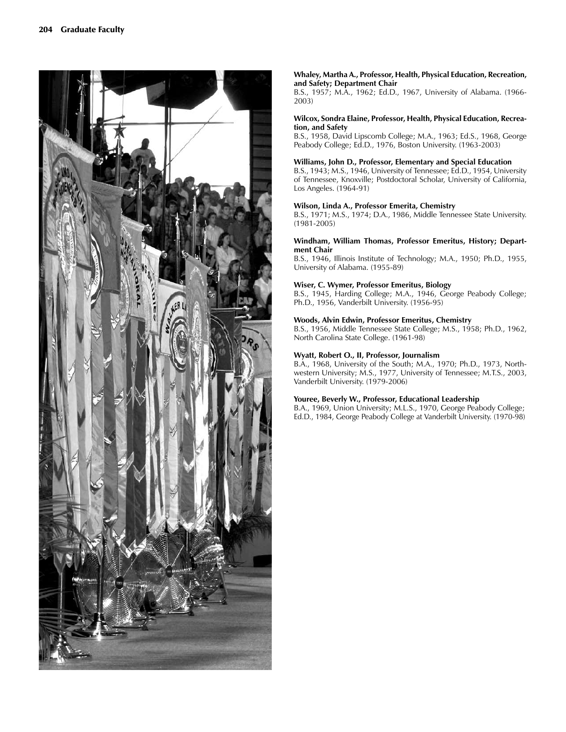**Whaley, Martha A., Professor, Health, Physical Education, Recreation, and Safety; Department Chair**
B.S., 1957; M.A., 1962; Ed.D., 1967, University of Alabama. (1966-2003)

**Wilcox, Sondra Elaine, Professor, Health, Physical Education, Recreation, and Safety**
B.S., 1958, David Lipscomb College; M.A., 1963; Ed.S., 1968, George Peabody College; Ed.D., 1976, Boston University. (1963-2003)

**Williams, John D., Professor, Elementary and Special Education**
B.S., 1943; M.S., 1946, University of Tennessee; Ed.D., 1954, University of Tennessee, Knoxville; Postdoctoral Scholar, University of California, Los Angeles. (1964-91)

**Wilson, Linda A., Professor Emerita, Chemistry**
B.S., 1971; M.S., 1974; D.A., 1986, Middle Tennessee State University. (1981-2005)

**Windham, William Thomas, Professor Emeritus, History; Department Chair**
B.S., 1946, Illinois Institute of Technology; M.A., 1950; Ph.D., 1955, University of Alabama. (1955-89)

**Wiser, C. Wymer, Professor Emeritus, Biology**
B.S., 1945, Harding College; M.A., 1946, George Peabody College; Ph.D., 1956, Vanderbilt University. (1956-95)

**Woods, Alvin Edwin, Professor Emeritus, Chemistry**
B.S., 1956, Middle Tennessee State College; M.S., 1958; Ph.D., 1962, North Carolina State College. (1961-98)

**Wyatt, Robert O., II, Professor, Journalism**
B.A., 1968, University of the South; M.A., 1970; Ph.D., 1973, Northwestern University; M.S., 1977, University of Tennessee; M.T.S., 2003, Vanderbilt University. (1979-2006)

**Youree, Beverly W., Professor, Educational Leadership**
B.A., 1969, Union University; M.L.S., 1970, George Peabody College; Ed.D., 1984, George Peabody College at Vanderbilt University. (1970-98)